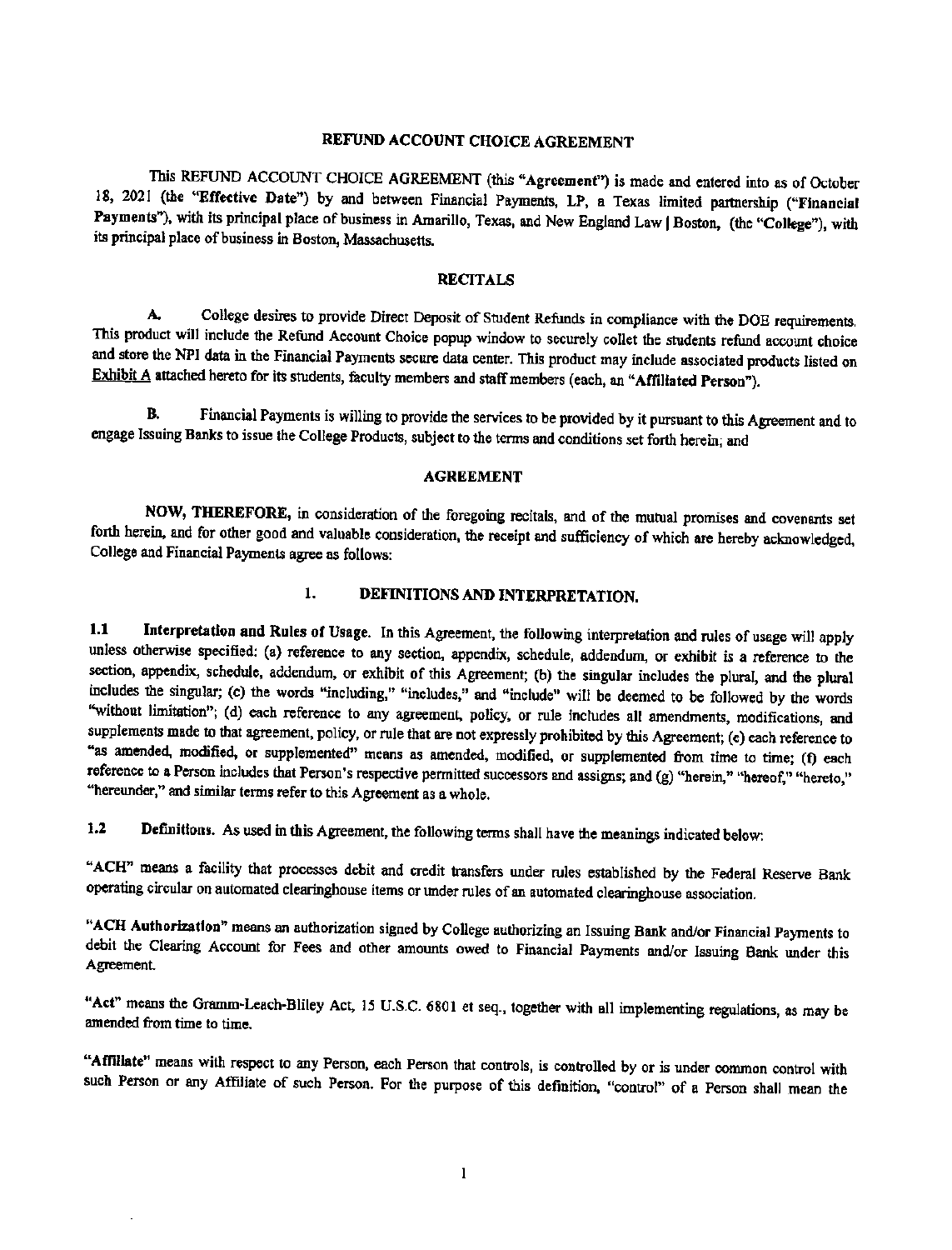# REFUND ACCOUNT CHOICE AGREEMENT

This REFUND ACCOUNT CHOICE AGREEMENT (this "**Agreement**") is made and entered into as of October 18, 2021 (the "**Effective Date**") by and between Financial Payments, LP, a Texas limited partnership ("**Financial Payments**"), with its principal place of business in Amarillo, Texas, and New England Law | Boston, (the "**College**"), with its principal place of business in Boston, Massachusetts.

## RECITALS

**A.** College desires to provide Direct Deposit of Student Refunds in compliance with the DOE requirements. This product will include the Refund Account Choice popup window to securely collet the students refund account choice and store the NPI data in the Financial Payments secure data center. This product may include associated products listed on Exhibit A attached hereto for its students, faculty members and staff members (each, an "**Affiliated Person**").

**B.** Financial Payments is willing to provide the services to be provided by it pursuant to this Agreement and to engage Issuing Banks to issue the College Products, subject to the terms and conditions set forth herein; and

## AGREEMENT

**NOW, THEREFORE,** in consideration of the foregoing recitals, and of the mutual promises and covenants set forth herein, and for other good and valuable consideration, the receipt and sufficiency of which are hereby acknowledged, College and Financial Payments agree as follows:

### 1. DEFINITIONS AND INTERPRETATION.

**1.1 Interpretation and Rules of Usage.** In this Agreement, the following interpretation and rules of usage will apply unless otherwise specified: (a) reference to any section, appendix, schedule, addendum, or exhibit is a reference to the section, appendix, schedule, addendum, or exhibit of this Agreement; (b) the singular includes the plural, and the plural includes the singular; (c) the words "including," "includes," and "include" will be deemed to be followed by the words "without limitation"; (d) each reference to any agreement, policy, or rule includes all amendments, modifications, and supplements made to that agreement, policy, or rule that are not expressly prohibited by this Agreement; (e) each reference to "as amended, modified, or supplemented" means as amended, modified, or supplemented from time to time; (f) each reference to a Person includes that Person's respective permitted successors and assigns; and (g) "herein," "hereof," "hereto," "hereunder," and similar terms refer to this Agreement as a whole.

**1.2 Definitions.** As used in this Agreement, the following terms shall have the meanings indicated below:

"**ACH**" means a facility that processes debit and credit transfers under rules established by the Federal Reserve Bank operating circular on automated clearinghouse items or under rules of an automated clearinghouse association.

"**ACH Authorization**" means an authorization signed by College authorizing an Issuing Bank and/or Financial Payments to debit the Clearing Account for Fees and other amounts owed to Financial Payments and/or Issuing Bank under this Agreement.

"**Act**" means the Gramm-Leach-Bliley Act, 15 U.S.C. 6801 et seq., together with all implementing regulations, as may be amended from time to time.

"**Affiliate**" means with respect to any Person, each Person that controls, is controlled by or is under common control with such Person or any Affiliate of such Person. For the purpose of this definition, "control" of a Person shall mean the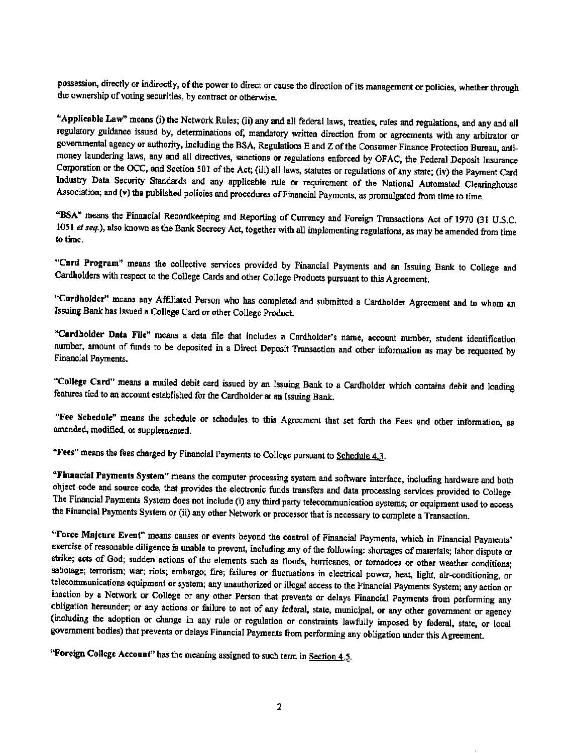possession, directly or indirectly, of the power to direct or cause the direction of its management or policies, whether through the ownership of voting securities, by contract or otherwise.

"**Applicable Law**" means (i) the Network Rules; (ii) any and all federal laws, treaties, rules and regulations, and any and all regulatory guidance issued by, determinations of, mandatory written direction from or agreements with any arbitrator or governmental agency or authority, including the BSA, Regulations E and Z of the Consumer Finance Protection Bureau, anti-money laundering laws, any and all directives, sanctions or regulations enforced by OFAC, the Federal Deposit Insurance Corporation or the OCC, and Section 501 of the Act; (iii) all laws, statutes or regulations of any state; (iv) the Payment Card Industry Data Security Standards and any applicable rule or requirement of the National Automated Clearinghouse Association; and (v) the published policies and procedures of Financial Payments, as promulgated from time to time.

"**BSA**" means the Financial Recordkeeping and Reporting of Currency and Foreign Transactions Act of 1970 (31 U.S.C. 1051 *et seq.*), also known as the Bank Secrecy Act, together with all implementing regulations, as may be amended from time to time.

"**Card Program**" means the collective services provided by Financial Payments and an Issuing Bank to College and Cardholders with respect to the College Cards and other College Products pursuant to this Agreement.

"**Cardholder**" means any Affiliated Person who has completed and submitted a Cardholder Agreement and to whom an Issuing Bank has issued a College Card or other College Product.

"**Cardholder Data File**" means a data file that includes a Cardholder's name, account number, student identification number, amount of funds to be deposited in a Direct Deposit Transaction and other information as may be requested by Financial Payments.

"**College Card**" means a mailed debit card issued by an Issuing Bank to a Cardholder which contains debit and loading features tied to an account established for the Cardholder at an Issuing Bank.

"**Fee Schedule**" means the schedule or schedules to this Agreement that set forth the Fees and other information, as amended, modified, or supplemented.

"**Fees**" means the fees charged by Financial Payments to College pursuant to Schedule 4.3.

"**Financial Payments System**" means the computer processing system and software interface, including hardware and both object code and source code, that provides the electronic funds transfers and data processing services provided to College. The Financial Payments System does not include (i) any third party telecommunication systems; or equipment used to access the Financial Payments System or (ii) any other Network or processor that is necessary to complete a Transaction.

"**Force Majeure Event**" means causes or events beyond the control of Financial Payments, which in Financial Payments' exercise of reasonable diligence is unable to prevent, including any of the following: shortages of materials; labor dispute or strike; acts of God; sudden actions of the elements such as floods, hurricanes, or tornadoes or other weather conditions; sabotage; terrorism; war; riots; embargo; fire; failures or fluctuations in electrical power, heat, light, air-conditioning, or telecommunications equipment or system; any unauthorized or illegal access to the Financial Payments System; any action or inaction by a Network or College or any other Person that prevents or delays Financial Payments from performing any obligation hereunder; or any actions or failure to act of any federal, state, municipal, or any other government or agency (including the adoption or change in any rule or regulation or constraints lawfully imposed by federal, state, or local government bodies) that prevents or delays Financial Payments from performing any obligation under this Agreement.

"**Foreign College Account**" has the meaning assigned to such term in Section 4.5.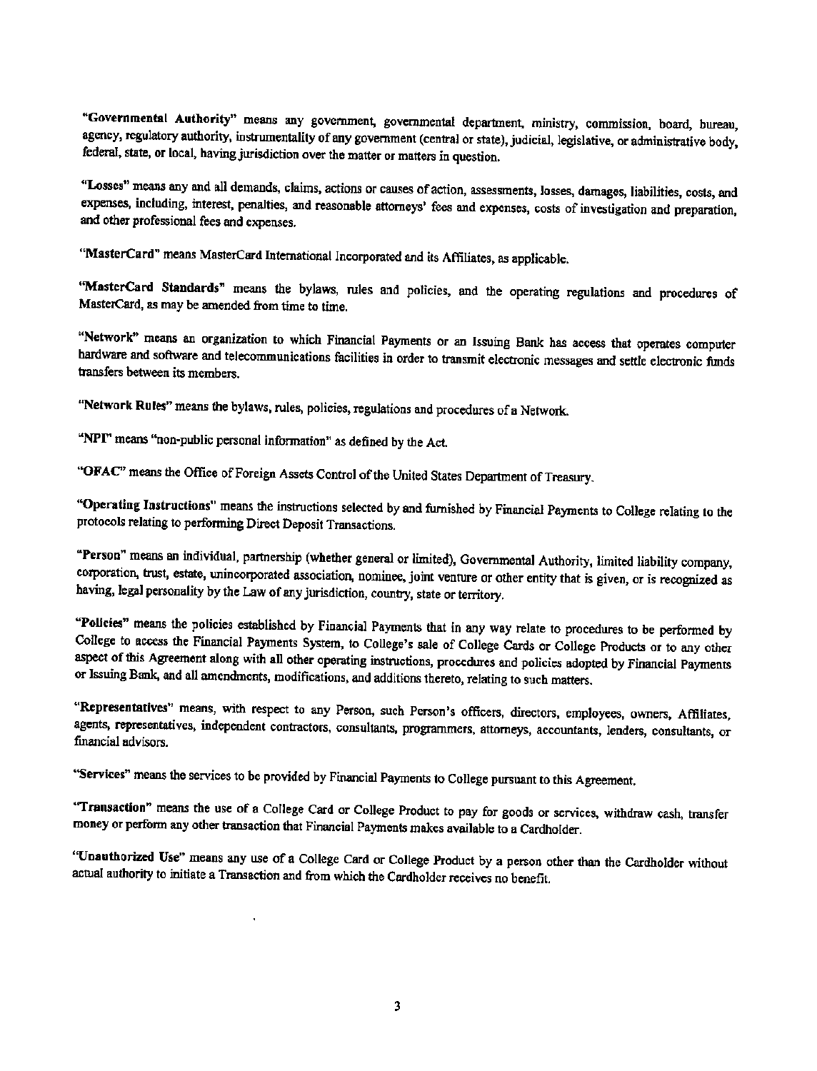**"Governmental Authority"** means any government, governmental department, ministry, commission, board, bureau, agency, regulatory authority, instrumentality of any government (central or state), judicial, legislative, or administrative body, federal, state, or local, having jurisdiction over the matter or matters in question.

**"Losses"** means any and all demands, claims, actions or causes of action, assessments, losses, damages, liabilities, costs, and expenses, including, interest, penalties, and reasonable attorneys' fees and expenses, costs of investigation and preparation, and other professional fees and expenses.

**"MasterCard"** means MasterCard International Incorporated and its Affiliates, as applicable.

**"MasterCard Standards"** means the bylaws, rules and policies, and the operating regulations and procedures of MasterCard, as may be amended from time to time.

**"Network"** means an organization to which Financial Payments or an Issuing Bank has access that operates computer hardware and software and telecommunications facilities in order to transmit electronic messages and settle electronic funds transfers between its members.

**"Network Rules"** means the bylaws, rules, policies, regulations and procedures of a Network.

**"NPI"** means "non-public personal information" as defined by the Act.

**"OFAC"** means the Office of Foreign Assets Control of the United States Department of Treasury.

**"Operating Instructions"** means the instructions selected by and furnished by Financial Payments to College relating to the protocols relating to performing Direct Deposit Transactions.

**"Person"** means an individual, partnership (whether general or limited), Governmental Authority, limited liability company, corporation, trust, estate, unincorporated association, nominee, joint venture or other entity that is given, or is recognized as having, legal personality by the Law of any jurisdiction, country, state or territory.

**"Policies"** means the policies established by Financial Payments that in any way relate to procedures to be performed by College to access the Financial Payments System, to College's sale of College Cards or College Products or to any other aspect of this Agreement along with all other operating instructions, procedures and policies adopted by Financial Payments or Issuing Bank, and all amendments, modifications, and additions thereto, relating to such matters.

**"Representatives"** means, with respect to any Person, such Person's officers, directors, employees, owners, Affiliates, agents, representatives, independent contractors, consultants, programmers, attorneys, accountants, lenders, consultants, or financial advisors.

**"Services"** means the services to be provided by Financial Payments to College pursuant to this Agreement.

**"Transaction"** means the use of a College Card or College Product to pay for goods or services, withdraw cash, transfer money or perform any other transaction that Financial Payments makes available to a Cardholder.

**"Unauthorized Use"** means any use of a College Card or College Product by a person other than the Cardholder without actual authority to initiate a Transaction and from which the Cardholder receives no benefit.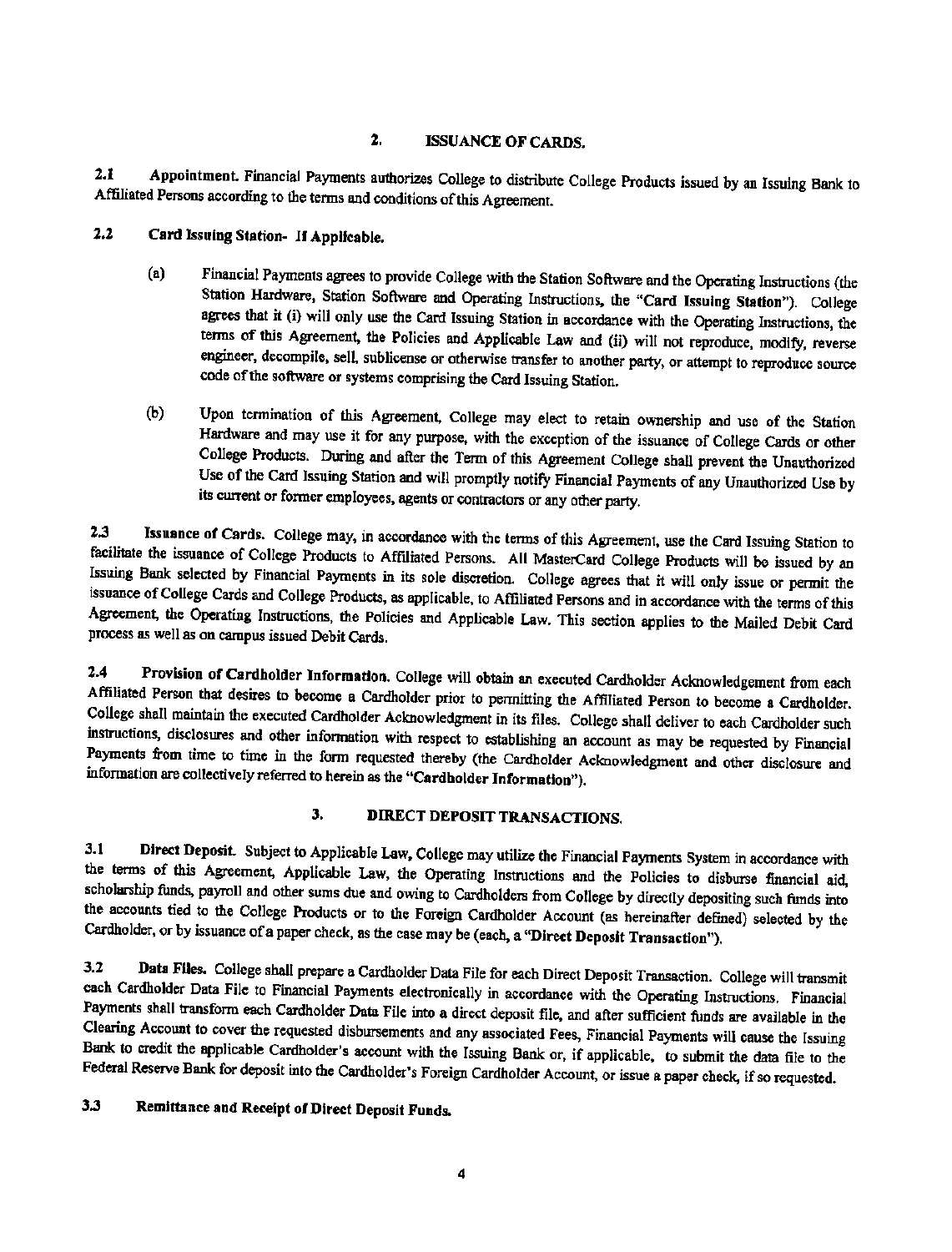## 2. ISSUANCE OF CARDS.

**2.1 Appointment.** Financial Payments authorizes College to distribute College Products issued by an Issuing Bank to Affiliated Persons according to the terms and conditions of this Agreement.

**2.2 Card Issuing Station- If Applicable.**

(a) Financial Payments agrees to provide College with the Station Software and the Operating Instructions (the Station Hardware, Station Software and Operating Instructions, the "**Card Issuing Station**"). College agrees that it (i) will only use the Card Issuing Station in accordance with the Operating Instructions, the terms of this Agreement, the Policies and Applicable Law and (ii) will not reproduce, modify, reverse engineer, decompile, sell, sublicense or otherwise transfer to another party, or attempt to reproduce source code of the software or systems comprising the Card Issuing Station.

(b) Upon termination of this Agreement, College may elect to retain ownership and use of the Station Hardware and may use it for any purpose, with the exception of the issuance of College Cards or other College Products. During and after the Term of this Agreement College shall prevent the Unauthorized Use of the Card Issuing Station and will promptly notify Financial Payments of any Unauthorized Use by its current or former employees, agents or contractors or any other party.

**2.3 Issuance of Cards.** College may, in accordance with the terms of this Agreement, use the Card Issuing Station to facilitate the issuance of College Products to Affiliated Persons. All MasterCard College Products will be issued by an Issuing Bank selected by Financial Payments in its sole discretion. College agrees that it will only issue or permit the issuance of College Cards and College Products, as applicable, to Affiliated Persons and in accordance with the terms of this Agreement, the Operating Instructions, the Policies and Applicable Law. This section applies to the Mailed Debit Card process as well as on campus issued Debit Cards.

**2.4 Provision of Cardholder Information.** College will obtain an executed Cardholder Acknowledgement from each Affiliated Person that desires to become a Cardholder prior to permitting the Affiliated Person to become a Cardholder. College shall maintain the executed Cardholder Acknowledgment in its files. College shall deliver to each Cardholder such instructions, disclosures and other information with respect to establishing an account as may be requested by Financial Payments from time to time in the form requested thereby (the Cardholder Acknowledgment and other disclosure and information are collectively referred to herein as the "**Cardholder Information**").

## 3. DIRECT DEPOSIT TRANSACTIONS.

**3.1 Direct Deposit.** Subject to Applicable Law, College may utilize the Financial Payments System in accordance with the terms of this Agreement, Applicable Law, the Operating Instructions and the Policies to disburse financial aid, scholarship funds, payroll and other sums due and owing to Cardholders from College by directly depositing such funds into the accounts tied to the College Products or to the Foreign Cardholder Account (as hereinafter defined) selected by the Cardholder, or by issuance of a paper check, as the case may be (each, a "**Direct Deposit Transaction**").

**3.2 Data Files.** College shall prepare a Cardholder Data File for each Direct Deposit Transaction. College will transmit each Cardholder Data File to Financial Payments electronically in accordance with the Operating Instructions. Financial Payments shall transform each Cardholder Data File into a direct deposit file, and after sufficient funds are available in the Clearing Account to cover the requested disbursements and any associated Fees, Financial Payments will cause the Issuing Bank to credit the applicable Cardholder's account with the Issuing Bank or, if applicable, to submit the data file to the Federal Reserve Bank for deposit into the Cardholder's Foreign Cardholder Account, or issue a paper check, if so requested.

**3.3 Remittance and Receipt of Direct Deposit Funds.**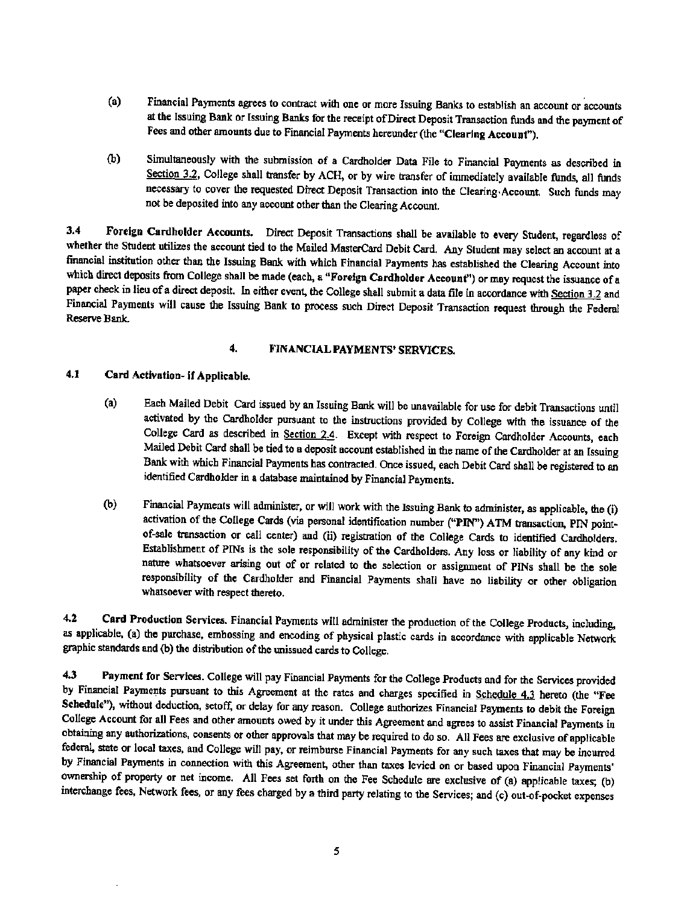(a) Financial Payments agrees to contract with one or more Issuing Banks to establish an account or accounts at the Issuing Bank or Issuing Banks for the receipt of Direct Deposit Transaction funds and the payment of Fees and other amounts due to Financial Payments hereunder (the "**Clearing Account**").

(b) Simultaneously with the submission of a Cardholder Data File to Financial Payments as described in Section 3.2, College shall transfer by ACH, or by wire transfer of immediately available funds, all funds necessary to cover the requested Direct Deposit Transaction into the Clearing Account. Such funds may not be deposited into any account other than the Clearing Account.

**3.4 Foreign Cardholder Accounts.** Direct Deposit Transactions shall be available to every Student, regardless of whether the Student utilizes the account tied to the Mailed MasterCard Debit Card. Any Student may select an account at a financial institution other than the Issuing Bank with which Financial Payments has established the Clearing Account into which direct deposits from College shall be made (each, a "**Foreign Cardholder Account**") or may request the issuance of a paper check in lieu of a direct deposit. In either event, the College shall submit a data file in accordance with Section 3.2 and Financial Payments will cause the Issuing Bank to process such Direct Deposit Transaction request through the Federal Reserve Bank.

## 4. FINANCIAL PAYMENTS' SERVICES.

**4.1 Card Activation- if Applicable.**

(a) Each Mailed Debit Card issued by an Issuing Bank will be unavailable for use for debit Transactions until activated by the Cardholder pursuant to the instructions provided by College with the issuance of the College Card as described in Section 2.4. Except with respect to Foreign Cardholder Accounts, each Mailed Debit Card shall be tied to a deposit account established in the name of the Cardholder at an Issuing Bank with which Financial Payments has contracted. Once issued, each Debit Card shall be registered to an identified Cardholder in a database maintained by Financial Payments.

(b) Financial Payments will administer, or will work with the Issuing Bank to administer, as applicable, the (i) activation of the College Cards (via personal identification number ("**PIN**") ATM transaction, PIN point-of-sale transaction or call center) and (ii) registration of the College Cards to identified Cardholders. Establishment of PINs is the sole responsibility of the Cardholders. Any loss or liability of any kind or nature whatsoever arising out of or related to the selection or assignment of PINs shall be the sole responsibility of the Cardholder and Financial Payments shall have no liability or other obligation whatsoever with respect thereto.

**4.2 Card Production Services.** Financial Payments will administer the production of the College Products, including, as applicable, (a) the purchase, embossing and encoding of physical plastic cards in accordance with applicable Network graphic standards and (b) the distribution of the unissued cards to College.

**4.3 Payment for Services.** College will pay Financial Payments for the College Products and for the Services provided by Financial Payments pursuant to this Agreement at the rates and charges specified in Schedule 4.3 hereto (the "**Fee Schedule**"), without deduction, setoff, or delay for any reason. College authorizes Financial Payments to debit the Foreign College Account for all Fees and other amounts owed by it under this Agreement and agrees to assist Financial Payments in obtaining any authorizations, consents or other approvals that may be required to do so. All Fees are exclusive of applicable federal, state or local taxes, and College will pay, or reimburse Financial Payments for any such taxes that may be incurred by Financial Payments in connection with this Agreement, other than taxes levied on or based upon Financial Payments' ownership of property or net income. All Fees set forth on the Fee Schedule are exclusive of (a) applicable taxes; (b) interchange fees, Network fees, or any fees charged by a third party relating to the Services; and (c) out-of-pocket expenses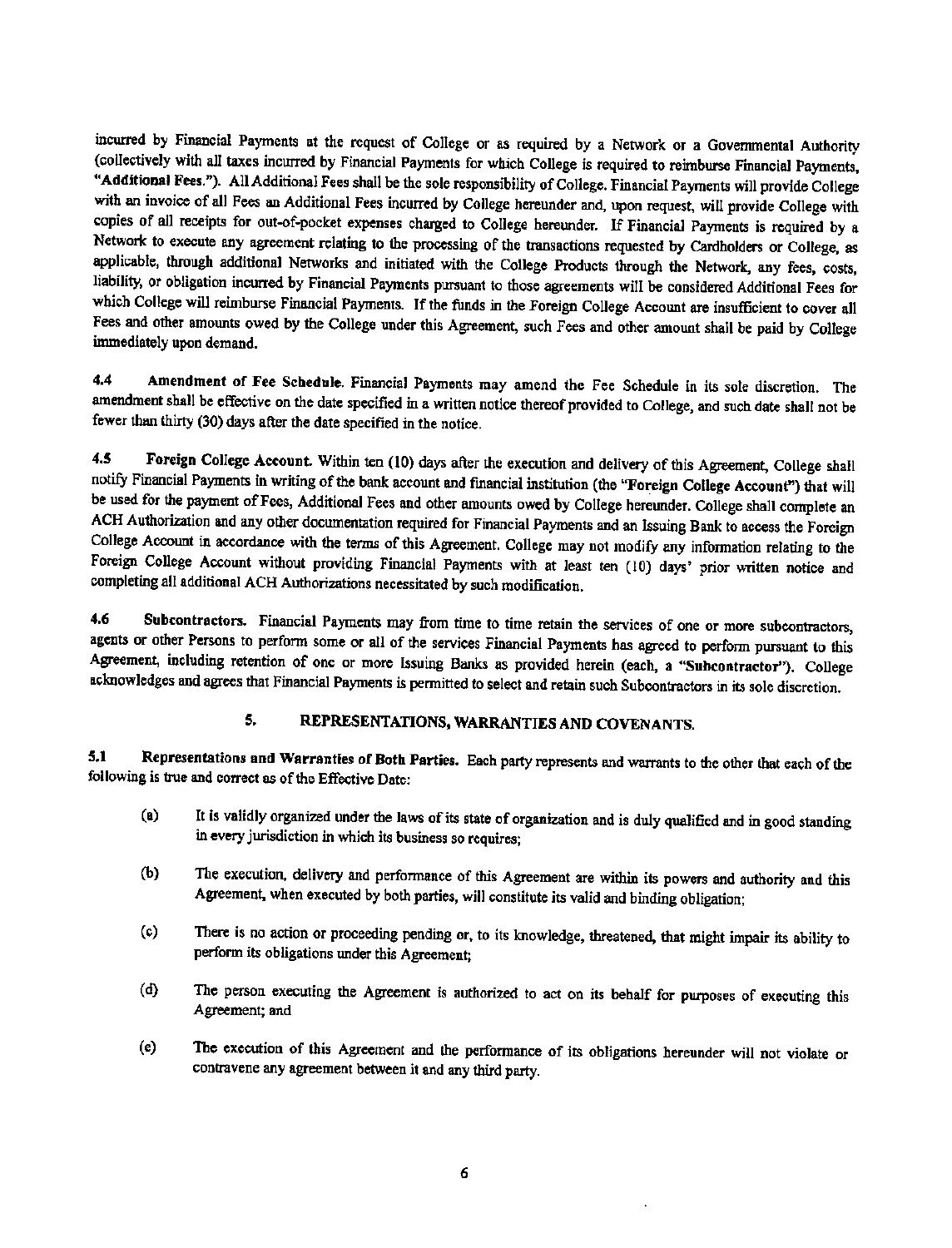incurred by Financial Payments at the request of College or as required by a Network or a Governmental Authority (collectively with all taxes incurred by Financial Payments for which College is required to reimburse Financial Payments, "**Additional Fees.**"). All Additional Fees shall be the sole responsibility of College. Financial Payments will provide College with an invoice of all Fees an Additional Fees incurred by College hereunder and, upon request, will provide College with copies of all receipts for out-of-pocket expenses charged to College hereunder. If Financial Payments is required by a Network to execute any agreement relating to the processing of the transactions requested by Cardholders or College, as applicable, through additional Networks and initiated with the College Products through the Network, any fees, costs, liability, or obligation incurred by Financial Payments pursuant to those agreements will be considered Additional Fees for which College will reimburse Financial Payments. If the funds in the Foreign College Account are insufficient to cover all Fees and other amounts owed by the College under this Agreement, such Fees and other amount shall be paid by College immediately upon demand.

**4.4 Amendment of Fee Schedule.** Financial Payments may amend the Fee Schedule in its sole discretion. The amendment shall be effective on the date specified in a written notice thereof provided to College, and such date shall not be fewer than thirty (30) days after the date specified in the notice.

**4.5 Foreign College Account.** Within ten (10) days after the execution and delivery of this Agreement, College shall notify Financial Payments in writing of the bank account and financial institution (the "**Foreign College Account**") that will be used for the payment of Fees, Additional Fees and other amounts owed by College hereunder. College shall complete an ACH Authorization and any other documentation required for Financial Payments and an Issuing Bank to access the Foreign College Account in accordance with the terms of this Agreement. College may not modify any information relating to the Foreign College Account without providing Financial Payments with at least ten (10) days' prior written notice and completing all additional ACH Authorizations necessitated by such modification.

**4.6 Subcontractors.** Financial Payments may from time to time retain the services of one or more subcontractors, agents or other Persons to perform some or all of the services Financial Payments has agreed to perform pursuant to this Agreement, including retention of one or more Issuing Banks as provided herein (each, a "**Subcontractor**"). College acknowledges and agrees that Financial Payments is permitted to select and retain such Subcontractors in its sole discretion.

## 5. REPRESENTATIONS, WARRANTIES AND COVENANTS.

**5.1 Representations and Warranties of Both Parties.** Each party represents and warrants to the other that each of the following is true and correct as of the Effective Date:

(a) It is validly organized under the laws of its state of organization and is duly qualified and in good standing in every jurisdiction in which its business so requires;

(b) The execution, delivery and performance of this Agreement are within its powers and authority and this Agreement, when executed by both parties, will constitute its valid and binding obligation;

(c) There is no action or proceeding pending or, to its knowledge, threatened, that might impair its ability to perform its obligations under this Agreement;

(d) The person executing the Agreement is authorized to act on its behalf for purposes of executing this Agreement; and

(e) The execution of this Agreement and the performance of its obligations hereunder will not violate or contravene any agreement between it and any third party.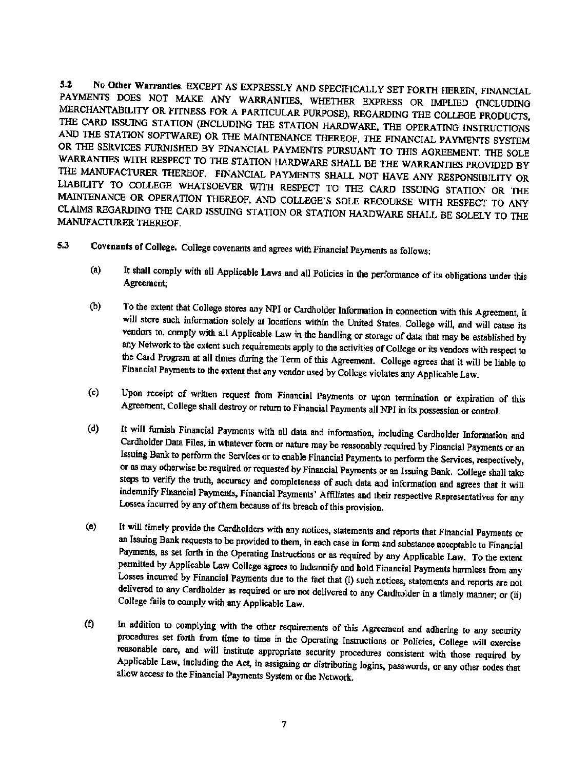**5.2 No Other Warranties.** EXCEPT AS EXPRESSLY AND SPECIFICALLY SET FORTH HEREIN, FINANCIAL PAYMENTS DOES NOT MAKE ANY WARRANTIES, WHETHER EXPRESS OR IMPLIED (INCLUDING MERCHANTABILITY OR FITNESS FOR A PARTICULAR PURPOSE), REGARDING THE COLLEGE PRODUCTS, THE CARD ISSUING STATION (INCLUDING THE STATION HARDWARE, THE OPERATING INSTRUCTIONS AND THE STATION SOFTWARE) OR THE MAINTENANCE THEREOF, THE FINANCIAL PAYMENTS SYSTEM OR THE SERVICES FURNISHED BY FINANCIAL PAYMENTS PURSUANT TO THIS AGREEMENT. THE SOLE WARRANTIES WITH RESPECT TO THE STATION HARDWARE SHALL BE THE WARRANTIES PROVIDED BY THE MANUFACTURER THEREOF. FINANCIAL PAYMENTS SHALL NOT HAVE ANY RESPONSIBILITY OR LIABILITY TO COLLEGE WHATSOEVER WITH RESPECT TO THE CARD ISSUING STATION OR THE MAINTENANCE OR OPERATION THEREOF, AND COLLEGE'S SOLE RECOURSE WITH RESPECT TO ANY CLAIMS REGARDING THE CARD ISSUING STATION OR STATION HARDWARE SHALL BE SOLELY TO THE MANUFACTURER THEREOF.

**5.3 Covenants of College.** College covenants and agrees with Financial Payments as follows:

(a) It shall comply with all Applicable Laws and all Policies in the performance of its obligations under this Agreement;

(b) To the extent that College stores any NPI or Cardholder Information in connection with this Agreement, it will store such information solely at locations within the United States. College will, and will cause its vendors to, comply with all Applicable Law in the handling or storage of data that may be established by any Network to the extent such requirements apply to the activities of College or its vendors with respect to the Card Program at all times during the Term of this Agreement. College agrees that it will be liable to Financial Payments to the extent that any vendor used by College violates any Applicable Law.

(c) Upon receipt of written request from Financial Payments or upon termination or expiration of this Agreement, College shall destroy or return to Financial Payments all NPI in its possession or control.

(d) It will furnish Financial Payments with all data and information, including Cardholder Information and Cardholder Data Files, in whatever form or nature may be reasonably required by Financial Payments or an Issuing Bank to perform the Services or to enable Financial Payments to perform the Services, respectively, or as may otherwise be required or requested by Financial Payments or an Issuing Bank. College shall take steps to verify the truth, accuracy and completeness of such data and information and agrees that it will indemnify Financial Payments, Financial Payments' Affiliates and their respective Representatives for any Losses incurred by any of them because of its breach of this provision.

(e) It will timely provide the Cardholders with any notices, statements and reports that Financial Payments or an Issuing Bank requests to be provided to them, in each case in form and substance acceptable to Financial Payments, as set forth in the Operating Instructions or as required by any Applicable Law. To the extent permitted by Applicable Law College agrees to indemnify and hold Financial Payments harmless from any Losses incurred by Financial Payments due to the fact that (i) such notices, statements and reports are not delivered to any Cardholder as required or are not delivered to any Cardholder in a timely manner; or (ii) College fails to comply with any Applicable Law.

(f) In addition to complying with the other requirements of this Agreement and adhering to any security procedures set forth from time to time in the Operating Instructions or Policies, College will exercise reasonable care, and will institute appropriate security procedures consistent with those required by Applicable Law, including the Act, in assigning or distributing logins, passwords, or any other codes that allow access to the Financial Payments System or the Network.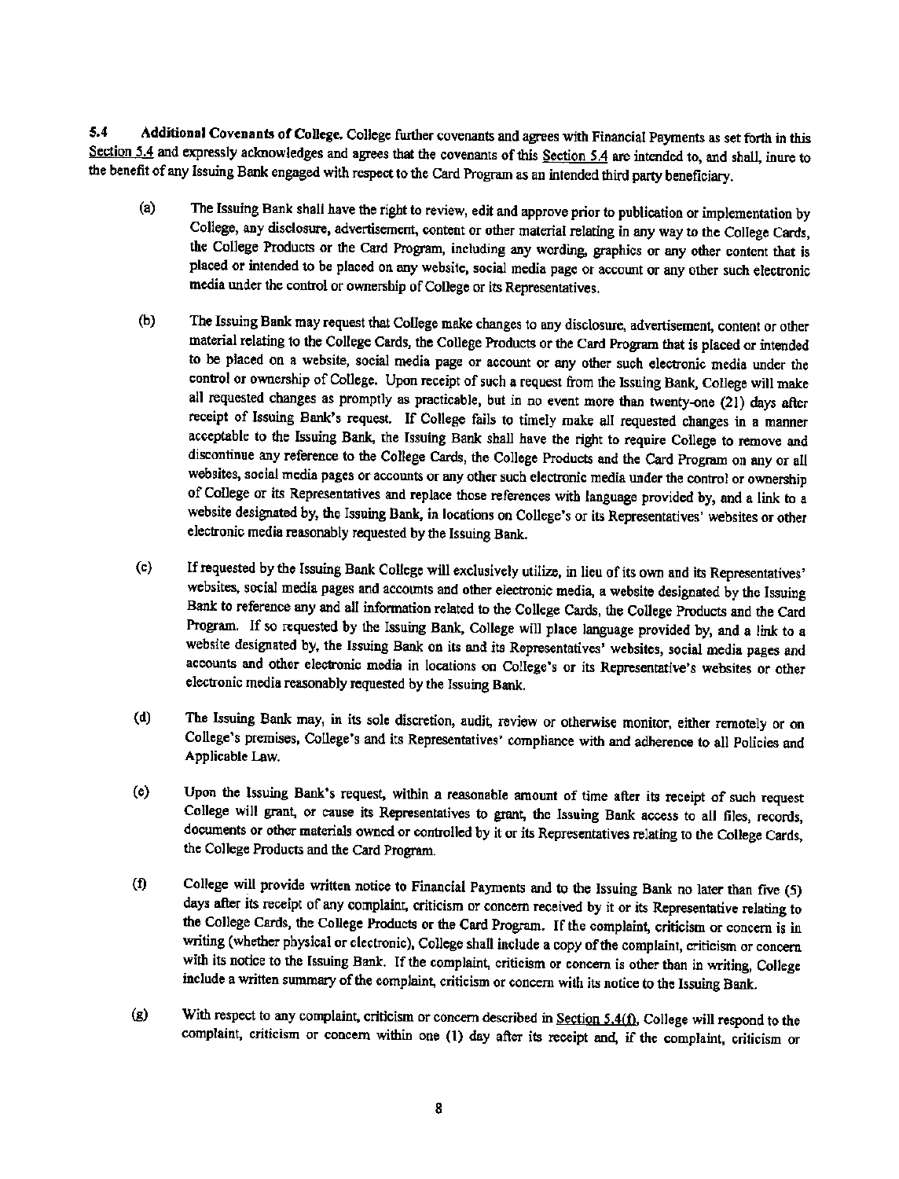**5.4 Additional Covenants of College.** College further covenants and agrees with Financial Payments as set forth in this Section 5.4 and expressly acknowledges and agrees that the covenants of this Section 5.4 are intended to, and shall, inure to the benefit of any Issuing Bank engaged with respect to the Card Program as an intended third party beneficiary.

(a) The Issuing Bank shall have the right to review, edit and approve prior to publication or implementation by College, any disclosure, advertisement, content or other material relating in any way to the College Cards, the College Products or the Card Program, including any wording, graphics or any other content that is placed or intended to be placed on any website, social media page or account or any other such electronic media under the control or ownership of College or its Representatives.

(b) The Issuing Bank may request that College make changes to any disclosure, advertisement, content or other material relating to the College Cards, the College Products or the Card Program that is placed or intended to be placed on a website, social media page or account or any other such electronic media under the control or ownership of College. Upon receipt of such a request from the Issuing Bank, College will make all requested changes as promptly as practicable, but in no event more than twenty-one (21) days after receipt of Issuing Bank's request. If College fails to timely make all requested changes in a manner acceptable to the Issuing Bank, the Issuing Bank shall have the right to require College to remove and discontinue any reference to the College Cards, the College Products and the Card Program on any or all websites, social media pages or accounts or any other such electronic media under the control or ownership of College or its Representatives and replace those references with language provided by, and a link to a website designated by, the Issuing Bank, in locations on College's or its Representatives' websites or other electronic media reasonably requested by the Issuing Bank.

(c) If requested by the Issuing Bank College will exclusively utilize, in lieu of its own and its Representatives' websites, social media pages and accounts and other electronic media, a website designated by the Issuing Bank to reference any and all information related to the College Cards, the College Products and the Card Program. If so requested by the Issuing Bank, College will place language provided by, and a link to a website designated by, the Issuing Bank on its and its Representatives' websites, social media pages and accounts and other electronic media in locations on College's or its Representative's websites or other electronic media reasonably requested by the Issuing Bank.

(d) The Issuing Bank may, in its sole discretion, audit, review or otherwise monitor, either remotely or on College's premises, College's and its Representatives' compliance with and adherence to all Policies and Applicable Law.

(e) Upon the Issuing Bank's request, within a reasonable amount of time after its receipt of such request College will grant, or cause its Representatives to grant, the Issuing Bank access to all files, records, documents or other materials owned or controlled by it or its Representatives relating to the College Cards, the College Products and the Card Program.

(f) College will provide written notice to Financial Payments and to the Issuing Bank no later than five (5) days after its receipt of any complaint, criticism or concern received by it or its Representative relating to the College Cards, the College Products or the Card Program. If the complaint, criticism or concern is in writing (whether physical or electronic), College shall include a copy of the complaint, criticism or concern with its notice to the Issuing Bank. If the complaint, criticism or concern is other than in writing, College include a written summary of the complaint, criticism or concern with its notice to the Issuing Bank.

(g) With respect to any complaint, criticism or concern described in Section 5.4(f), College will respond to the complaint, criticism or concern within one (1) day after its receipt and, if the complaint, criticism or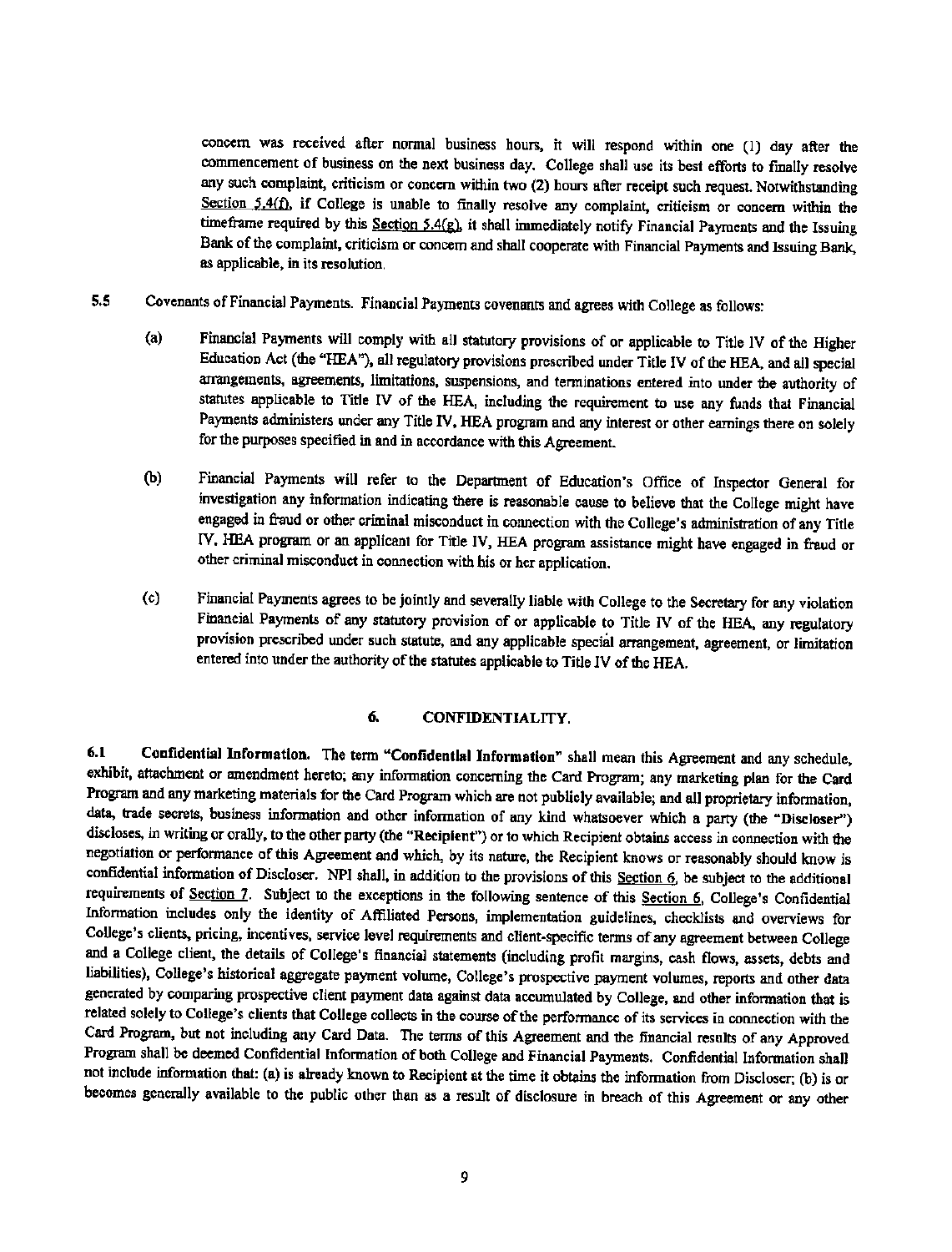concern was received after normal business hours, it will respond within one (1) day after the commencement of business on the next business day. College shall use its best efforts to finally resolve any such complaint, criticism or concern within two (2) hours after receipt such request. Notwithstanding Section 5.4(f), if College is unable to finally resolve any complaint, criticism or concern within the timeframe required by this Section 5.4(g), it shall immediately notify Financial Payments and the Issuing Bank of the complaint, criticism or concern and shall cooperate with Financial Payments and Issuing Bank, as applicable, in its resolution.

**5.5** Covenants of Financial Payments. Financial Payments covenants and agrees with College as follows:

(a) Financial Payments will comply with all statutory provisions of or applicable to Title IV of the Higher Education Act (the "HEA"), all regulatory provisions prescribed under Title IV of the HEA, and all special arrangements, agreements, limitations, suspensions, and terminations entered into under the authority of statutes applicable to Title IV of the HEA, including the requirement to use any funds that Financial Payments administers under any Title IV, HEA program and any interest or other earnings there on solely for the purposes specified in and in accordance with this Agreement.

(b) Financial Payments will refer to the Department of Education's Office of Inspector General for investigation any information indicating there is reasonable cause to believe that the College might have engaged in fraud or other criminal misconduct in connection with the College's administration of any Title IV, HEA program or an applicant for Title IV, HEA program assistance might have engaged in fraud or other criminal misconduct in connection with his or her application.

(c) Financial Payments agrees to be jointly and severally liable with College to the Secretary for any violation Financial Payments of any statutory provision of or applicable to Title IV of the HEA, any regulatory provision prescribed under such statute, and any applicable special arrangement, agreement, or limitation entered into under the authority of the statutes applicable to Title IV of the HEA.

## 6. CONFIDENTIALITY.

**6.1 Confidential Information.** The term **"Confidential Information"** shall mean this Agreement and any schedule, exhibit, attachment or amendment hereto; any information concerning the Card Program; any marketing plan for the Card Program and any marketing materials for the Card Program which are not publicly available; and all proprietary information, data, trade secrets, business information and other information of any kind whatsoever which a party (the **"Discloser"**) discloses, in writing or orally, to the other party (the **"Recipient"**) or to which Recipient obtains access in connection with the negotiation or performance of this Agreement and which, by its nature, the Recipient knows or reasonably should know is confidential information of Discloser. NPI shall, in addition to the provisions of this Section 6, be subject to the additional requirements of Section 7. Subject to the exceptions in the following sentence of this Section 6, College's Confidential Information includes only the identity of Affiliated Persons, implementation guidelines, checklists and overviews for College's clients, pricing, incentives, service level requirements and client-specific terms of any agreement between College and a College client, the details of College's financial statements (including profit margins, cash flows, assets, debts and liabilities), College's historical aggregate payment volume, College's prospective payment volumes, reports and other data generated by comparing prospective client payment data against data accumulated by College, and other information that is related solely to College's clients that College collects in the course of the performance of its services in connection with the Card Program, but not including any Card Data. The terms of this Agreement and the financial results of any Approved Program shall be deemed Confidential Information of both College and Financial Payments. Confidential Information shall not include information that: (a) is already known to Recipient at the time it obtains the information from Discloser; (b) is or becomes generally available to the public other than as a result of disclosure in breach of this Agreement or any other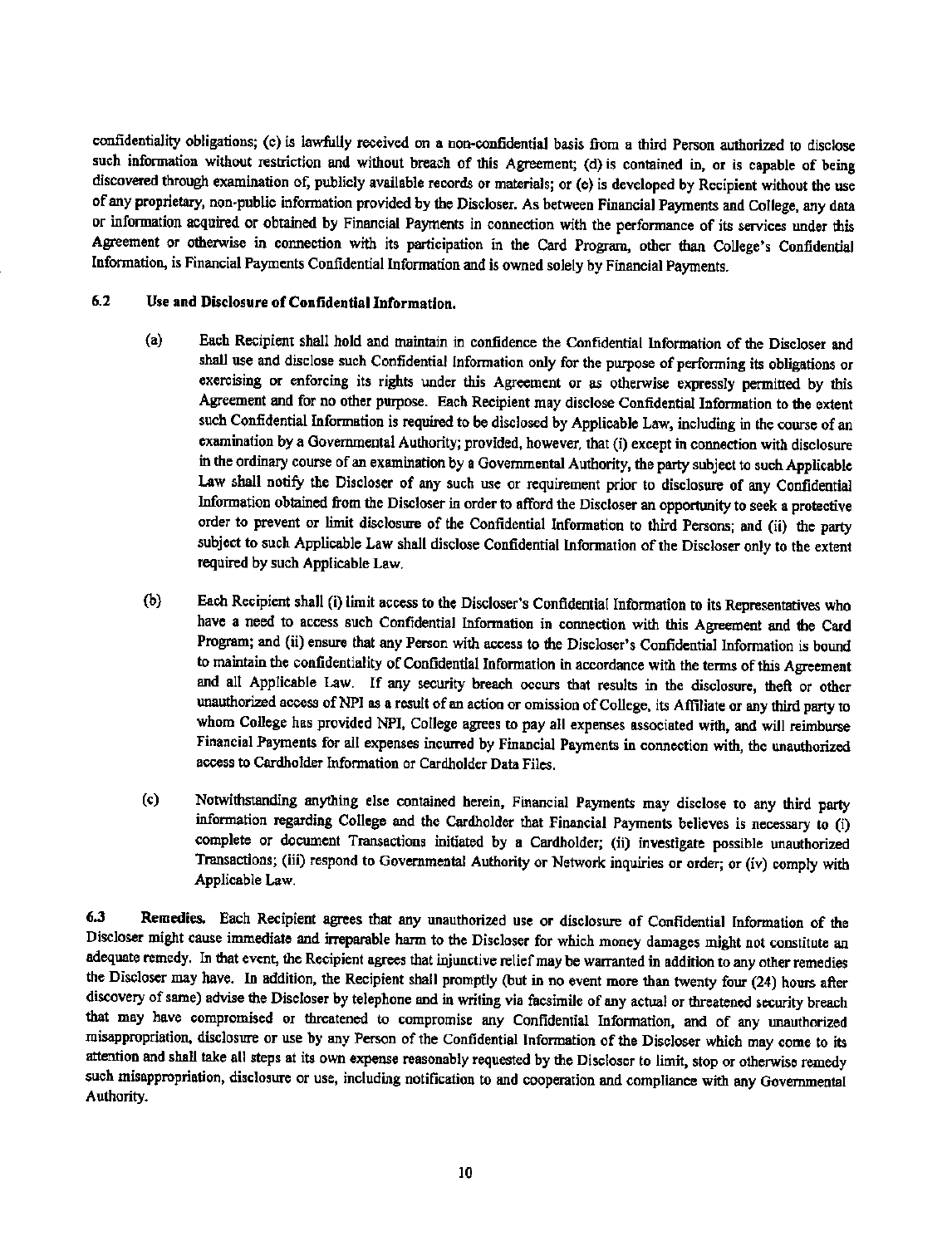confidentiality obligations; (c) is lawfully received on a non-confidential basis from a third Person authorized to disclose such information without restriction and without breach of this Agreement; (d) is contained in, or is capable of being discovered through examination of, publicly available records or materials; or (e) is developed by Recipient without the use of any proprietary, non-public information provided by the Discloser. As between Financial Payments and College, any data or information acquired or obtained by Financial Payments in connection with the performance of its services under this Agreement or otherwise in connection with its participation in the Card Program, other than College's Confidential Information, is Financial Payments Confidential Information and is owned solely by Financial Payments.

**6.2 Use and Disclosure of Confidential Information.**

(a) Each Recipient shall hold and maintain in confidence the Confidential Information of the Discloser and shall use and disclose such Confidential Information only for the purpose of performing its obligations or exercising or enforcing its rights under this Agreement or as otherwise expressly permitted by this Agreement and for no other purpose. Each Recipient may disclose Confidential Information to the extent such Confidential Information is required to be disclosed by Applicable Law, including in the course of an examination by a Governmental Authority; provided, however, that (i) except in connection with disclosure in the ordinary course of an examination by a Governmental Authority, the party subject to such Applicable Law shall notify the Discloser of any such use or requirement prior to disclosure of any Confidential Information obtained from the Discloser in order to afford the Discloser an opportunity to seek a protective order to prevent or limit disclosure of the Confidential Information to third Persons; and (ii) the party subject to such Applicable Law shall disclose Confidential Information of the Discloser only to the extent required by such Applicable Law.

(b) Each Recipient shall (i) limit access to the Discloser's Confidential Information to its Representatives who have a need to access such Confidential Information in connection with this Agreement and the Card Program; and (ii) ensure that any Person with access to the Discloser's Confidential Information is bound to maintain the confidentiality of Confidential Information in accordance with the terms of this Agreement and all Applicable Law. If any security breach occurs that results in the disclosure, theft or other unauthorized access of NPI as a result of an action or omission of College, its Affiliate or any third party to whom College has provided NPI, College agrees to pay all expenses associated with, and will reimburse Financial Payments for all expenses incurred by Financial Payments in connection with, the unauthorized access to Cardholder Information or Cardholder Data Files.

(c) Notwithstanding anything else contained herein, Financial Payments may disclose to any third party information regarding College and the Cardholder that Financial Payments believes is necessary to (i) complete or document Transactions initiated by a Cardholder; (ii) investigate possible unauthorized Transactions; (iii) respond to Governmental Authority or Network inquiries or order; or (iv) comply with Applicable Law.

**6.3 Remedies.** Each Recipient agrees that any unauthorized use or disclosure of Confidential Information of the Discloser might cause immediate and irreparable harm to the Discloser for which money damages might not constitute an adequate remedy. In that event, the Recipient agrees that injunctive relief may be warranted in addition to any other remedies the Discloser may have. In addition, the Recipient shall promptly (but in no event more than twenty four (24) hours after discovery of same) advise the Discloser by telephone and in writing via facsimile of any actual or threatened security breach that may have compromised or threatened to compromise any Confidential Information, and of any unauthorized misappropriation, disclosure or use by any Person of the Confidential Information of the Discloser which may come to its attention and shall take all steps at its own expense reasonably requested by the Discloser to limit, stop or otherwise remedy such misappropriation, disclosure or use, including notification to and cooperation and compliance with any Governmental Authority.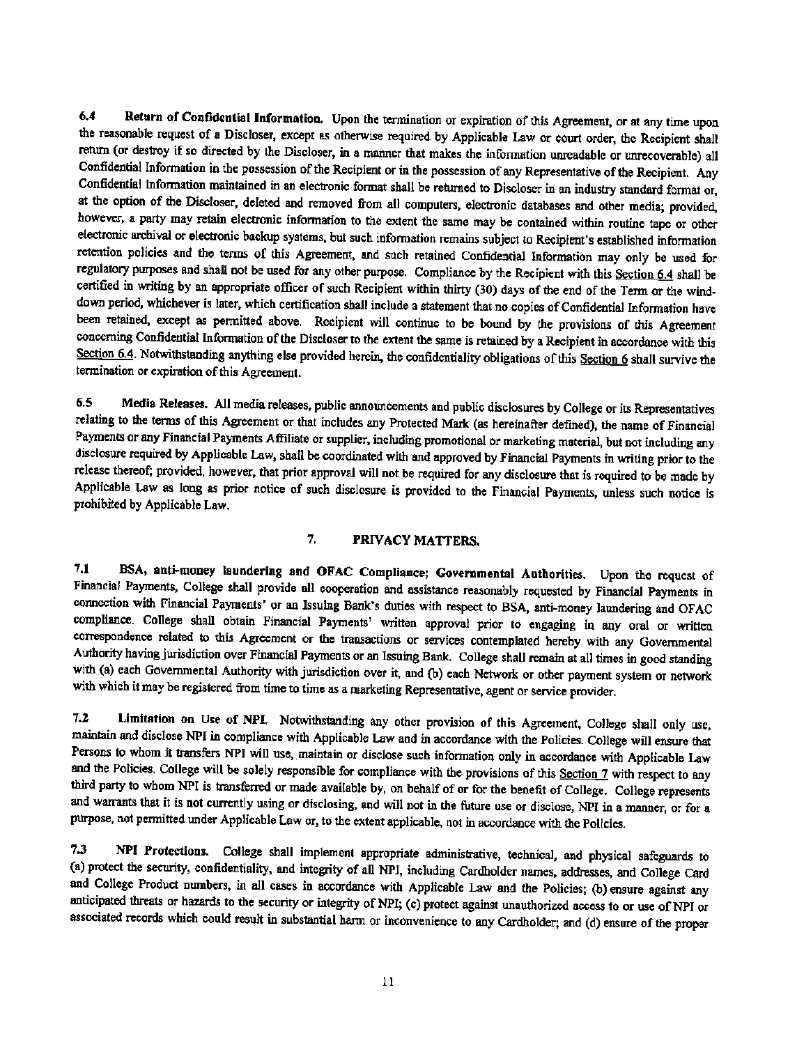**6.4 Return of Confidential Information.** Upon the termination or expiration of this Agreement, or at any time upon the reasonable request of a Discloser, except as otherwise required by Applicable Law or court order, the Recipient shall return (or destroy if so directed by the Discloser, in a manner that makes the information unreadable or unrecoverable) all Confidential Information in the possession of the Recipient or in the possession of any Representative of the Recipient. Any Confidential Information maintained in an electronic format shall be returned to Discloser in an industry standard format or, at the option of the Discloser, deleted and removed from all computers, electronic databases and other media; provided, however, a party may retain electronic information to the extent the same may be contained within routine tape or other electronic archival or electronic backup systems, but such information remains subject to Recipient's established information retention policies and the terms of this Agreement, and such retained Confidential Information may only be used for regulatory purposes and shall not be used for any other purpose. Compliance by the Recipient with this Section 6.4 shall be certified in writing by an appropriate officer of such Recipient within thirty (30) days of the end of the Term or the wind-down period, whichever is later, which certification shall include a statement that no copies of Confidential Information have been retained, except as permitted above. Recipient will continue to be bound by the provisions of this Agreement concerning Confidential Information of the Discloser to the extent the same is retained by a Recipient in accordance with this Section 6.4. Notwithstanding anything else provided herein, the confidentiality obligations of this Section 6 shall survive the termination or expiration of this Agreement.

**6.5 Media Releases.** All media releases, public announcements and public disclosures by College or its Representatives relating to the terms of this Agreement or that includes any Protected Mark (as hereinafter defined), the name of Financial Payments or any Financial Payments Affiliate or supplier, including promotional or marketing material, but not including any disclosure required by Applicable Law, shall be coordinated with and approved by Financial Payments in writing prior to the release thereof; provided, however, that prior approval will not be required for any disclosure that is required to be made by Applicable Law as long as prior notice of such disclosure is provided to the Financial Payments, unless such notice is prohibited by Applicable Law.

## 7. PRIVACY MATTERS.

**7.1 BSA, anti-money laundering and OFAC Compliance; Governmental Authorities.** Upon the request of Financial Payments, College shall provide all cooperation and assistance reasonably requested by Financial Payments in connection with Financial Payments' or an Issuing Bank's duties with respect to BSA, anti-money laundering and OFAC compliance. College shall obtain Financial Payments' written approval prior to engaging in any oral or written correspondence related to this Agreement or the transactions or services contemplated hereby with any Governmental Authority having jurisdiction over Financial Payments or an Issuing Bank. College shall remain at all times in good standing with (a) each Governmental Authority with jurisdiction over it, and (b) each Network or other payment system or network with which it may be registered from time to time as a marketing Representative, agent or service provider.

**7.2 Limitation on Use of NPI.** Notwithstanding any other provision of this Agreement, College shall only use, maintain and disclose NPI in compliance with Applicable Law and in accordance with the Policies. College will ensure that Persons to whom it transfers NPI will use, maintain or disclose such information only in accordance with Applicable Law and the Policies. College will be solely responsible for compliance with the provisions of this Section 7 with respect to any third party to whom NPI is transferred or made available by, on behalf of or for the benefit of College. College represents and warrants that it is not currently using or disclosing, and will not in the future use or disclose, NPI in a manner, or for a purpose, not permitted under Applicable Law or, to the extent applicable, not in accordance with the Policies.

**7.3 NPI Protections.** College shall implement appropriate administrative, technical, and physical safeguards to (a) protect the security, confidentiality, and integrity of all NPI, including Cardholder names, addresses, and College Card and College Product numbers, in all cases in accordance with Applicable Law and the Policies; (b) ensure against any anticipated threats or hazards to the security or integrity of NPI; (c) protect against unauthorized access to or use of NPI or associated records which could result in substantial harm or inconvenience to any Cardholder; and (d) ensure of the proper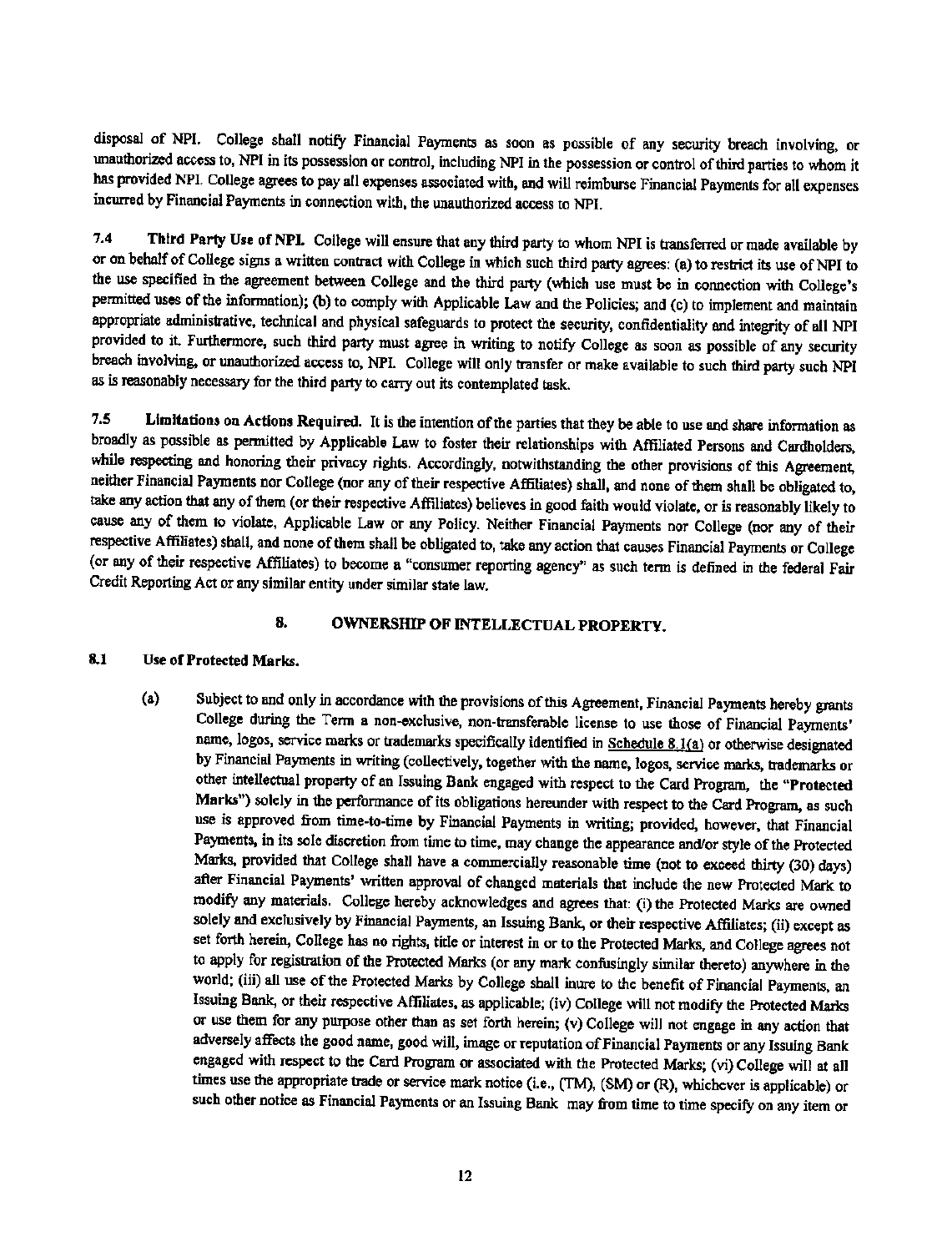disposal of NPI. College shall notify Financial Payments as soon as possible of any security breach involving, or unauthorized access to, NPI in its possession or control, including NPI in the possession or control of third parties to whom it has provided NPI. College agrees to pay all expenses associated with, and will reimburse Financial Payments for all expenses incurred by Financial Payments in connection with, the unauthorized access to NPI.

**7.4 Third Party Use of NPI.** College will ensure that any third party to whom NPI is transferred or made available by or on behalf of College signs a written contract with College in which such third party agrees: (a) to restrict its use of NPI to the use specified in the agreement between College and the third party (which use must be in connection with College's permitted uses of the information); (b) to comply with Applicable Law and the Policies; and (c) to implement and maintain appropriate administrative, technical and physical safeguards to protect the security, confidentiality and integrity of all NPI provided to it. Furthermore, such third party must agree in writing to notify College as soon as possible of any security breach involving, or unauthorized access to, NPI. College will only transfer or make available to such third party such NPI as is reasonably necessary for the third party to carry out its contemplated task.

**7.5 Limitations on Actions Required.** It is the intention of the parties that they be able to use and share information as broadly as possible as permitted by Applicable Law to foster their relationships with Affiliated Persons and Cardholders, while respecting and honoring their privacy rights. Accordingly, notwithstanding the other provisions of this Agreement, neither Financial Payments nor College (nor any of their respective Affiliates) shall, and none of them shall be obligated to, take any action that any of them (or their respective Affiliates) believes in good faith would violate, or is reasonably likely to cause any of them to violate, Applicable Law or any Policy. Neither Financial Payments nor College (nor any of their respective Affiliates) shall, and none of them shall be obligated to, take any action that causes Financial Payments or College (or any of their respective Affiliates) to become a "consumer reporting agency" as such term is defined in the federal Fair Credit Reporting Act or any similar entity under similar state law.

## 8. OWNERSHIP OF INTELLECTUAL PROPERTY.

**8.1 Use of Protected Marks.**

(a) Subject to and only in accordance with the provisions of this Agreement, Financial Payments hereby grants College during the Term a non-exclusive, non-transferable license to use those of Financial Payments' name, logos, service marks or trademarks specifically identified in Schedule 8.1(a) or otherwise designated by Financial Payments in writing (collectively, together with the name, logos, service marks, trademarks or other intellectual property of an Issuing Bank engaged with respect to the Card Program, the "**Protected Marks**") solely in the performance of its obligations hereunder with respect to the Card Program, as such use is approved from time-to-time by Financial Payments in writing; provided, however, that Financial Payments, in its sole discretion from time to time, may change the appearance and/or style of the Protected Marks, provided that College shall have a commercially reasonable time (not to exceed thirty (30) days) after Financial Payments' written approval of changed materials that include the new Protected Mark to modify any materials. College hereby acknowledges and agrees that: (i) the Protected Marks are owned solely and exclusively by Financial Payments, an Issuing Bank, or their respective Affiliates; (ii) except as set forth herein, College has no rights, title or interest in or to the Protected Marks, and College agrees not to apply for registration of the Protected Marks (or any mark confusingly similar thereto) anywhere in the world; (iii) all use of the Protected Marks by College shall inure to the benefit of Financial Payments, an Issuing Bank, or their respective Affiliates, as applicable; (iv) College will not modify the Protected Marks or use them for any purpose other than as set forth herein; (v) College will not engage in any action that adversely affects the good name, good will, image or reputation of Financial Payments or any Issuing Bank engaged with respect to the Card Program or associated with the Protected Marks; (vi) College will at all times use the appropriate trade or service mark notice (i.e., (TM), (SM) or (R), whichever is applicable) or such other notice as Financial Payments or an Issuing Bank may from time to time specify on any item or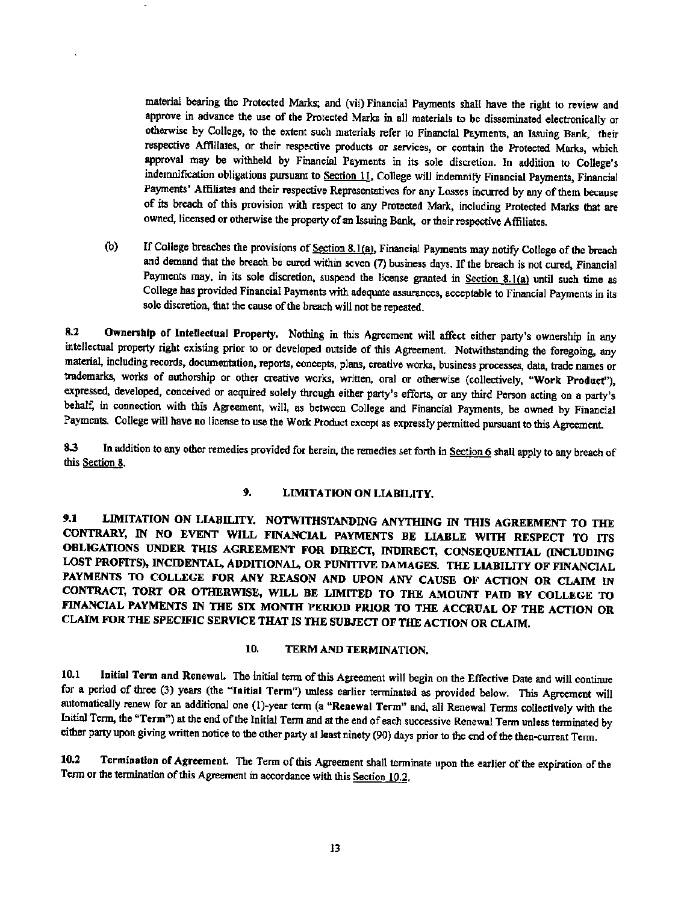material bearing the Protected Marks; and (vii) Financial Payments shall have the right to review and approve in advance the use of the Protected Marks in all materials to be disseminated electronically or otherwise by College, to the extent such materials refer to Financial Payments, an Issuing Bank, their respective Affiliates, or their respective products or services, or contain the Protected Marks, which approval may be withheld by Financial Payments in its sole discretion. In addition to College's indemnification obligations pursuant to Section 11, College will indemnify Financial Payments, Financial Payments' Affiliates and their respective Representatives for any Losses incurred by any of them because of its breach of this provision with respect to any Protected Mark, including Protected Marks that are owned, licensed or otherwise the property of an Issuing Bank, or their respective Affiliates.

(b) If College breaches the provisions of Section 8.1(a), Financial Payments may notify College of the breach and demand that the breach be cured within seven (7) business days. If the breach is not cured, Financial Payments may, in its sole discretion, suspend the license granted in Section 8.1(a) until such time as College has provided Financial Payments with adequate assurances, acceptable to Financial Payments in its sole discretion, that the cause of the breach will not be repeated.

**8.2 Ownership of Intellectual Property.** Nothing in this Agreement will affect either party's ownership in any intellectual property right existing prior to or developed outside of this Agreement. Notwithstanding the foregoing, any material, including records, documentation, reports, concepts, plans, creative works, business processes, data, trade names or trademarks, works of authorship or other creative works, written, oral or otherwise (collectively, "**Work Product**"), expressed, developed, conceived or acquired solely through either party's efforts, or any third Person acting on a party's behalf, in connection with this Agreement, will, as between College and Financial Payments, be owned by Financial Payments. College will have no license to use the Work Product except as expressly permitted pursuant to this Agreement.

**8.3** In addition to any other remedies provided for herein, the remedies set forth in Section 6 shall apply to any breach of this Section 8.

## 9. LIMITATION ON LIABILITY.

**9.1 LIMITATION ON LIABILITY. NOTWITHSTANDING ANYTHING IN THIS AGREEMENT TO THE CONTRARY, IN NO EVENT WILL FINANCIAL PAYMENTS BE LIABLE WITH RESPECT TO ITS OBLIGATIONS UNDER THIS AGREEMENT FOR DIRECT, INDIRECT, CONSEQUENTIAL (INCLUDING LOST PROFITS), INCIDENTAL, ADDITIONAL, OR PUNITIVE DAMAGES. THE LIABILITY OF FINANCIAL PAYMENTS TO COLLEGE FOR ANY REASON AND UPON ANY CAUSE OF ACTION OR CLAIM IN CONTRACT, TORT OR OTHERWISE, WILL BE LIMITED TO THE AMOUNT PAID BY COLLEGE TO FINANCIAL PAYMENTS IN THE SIX MONTH PERIOD PRIOR TO THE ACCRUAL OF THE ACTION OR CLAIM FOR THE SPECIFIC SERVICE THAT IS THE SUBJECT OF THE ACTION OR CLAIM.**

## 10. TERM AND TERMINATION.

**10.1 Initial Term and Renewal.** The initial term of this Agreement will begin on the Effective Date and will continue for a period of three (3) years (the "**Initial Term**") unless earlier terminated as provided below. This Agreement will automatically renew for an additional one (1)-year term (a "**Renewal Term**" and, all Renewal Terms collectively with the Initial Term, the "**Term**") at the end of the Initial Term and at the end of each successive Renewal Term unless terminated by either party upon giving written notice to the other party at least ninety (90) days prior to the end of the then-current Term.

**10.2 Termination of Agreement.** The Term of this Agreement shall terminate upon the earlier of the expiration of the Term or the termination of this Agreement in accordance with this Section 10.2.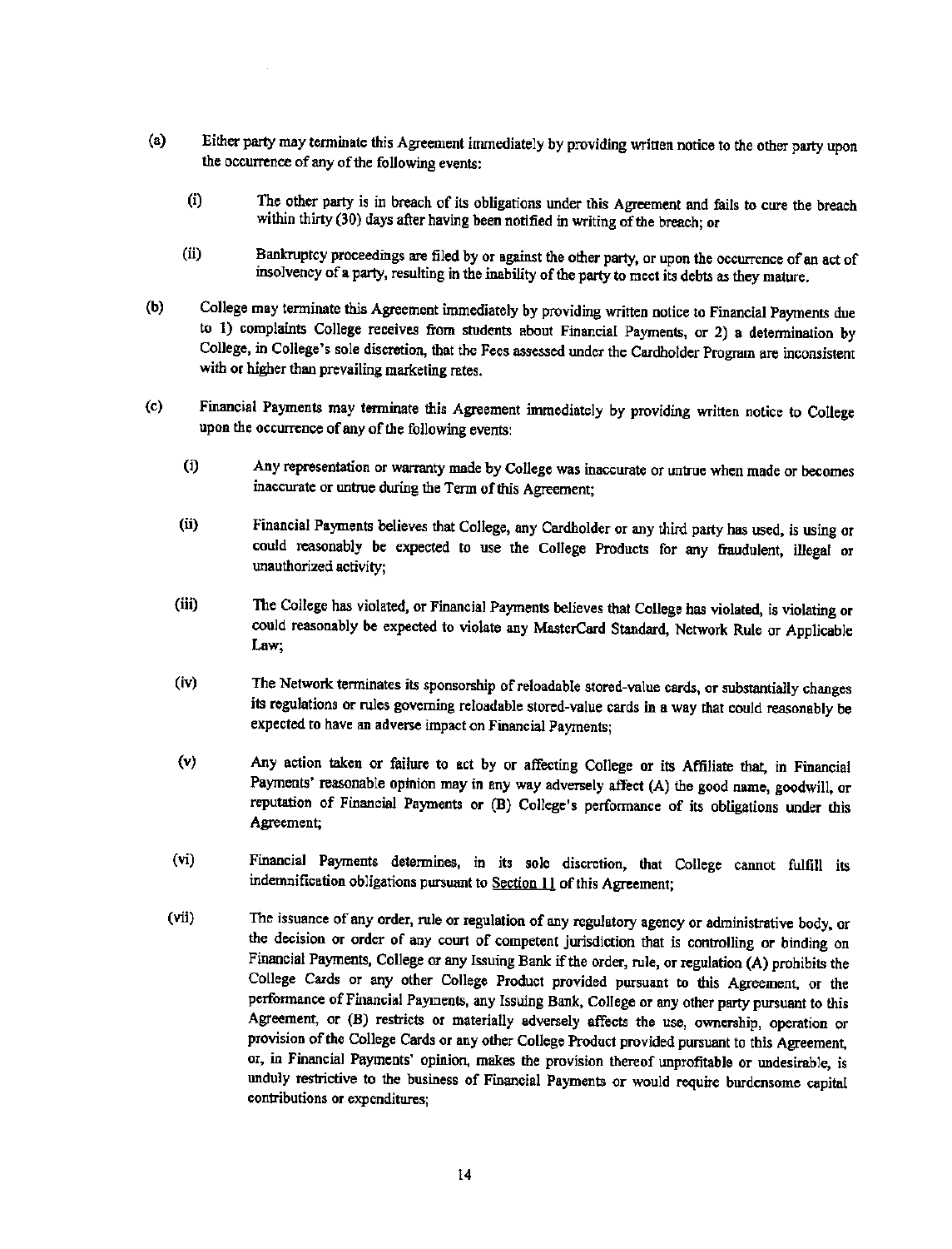(a) Either party may terminate this Agreement immediately by providing written notice to the other party upon the occurrence of any of the following events:

   (i) The other party is in breach of its obligations under this Agreement and fails to cure the breach within thirty (30) days after having been notified in writing of the breach; or

   (ii) Bankruptcy proceedings are filed by or against the other party, or upon the occurrence of an act of insolvency of a party, resulting in the inability of the party to meet its debts as they mature.

(b) College may terminate this Agreement immediately by providing written notice to Financial Payments due to 1) complaints College receives from students about Financial Payments, or 2) a determination by College, in College's sole discretion, that the Fees assessed under the Cardholder Program are inconsistent with or higher than prevailing marketing rates.

(c) Financial Payments may terminate this Agreement immediately by providing written notice to College upon the occurrence of any of the following events:

   (i) Any representation or warranty made by College was inaccurate or untrue when made or becomes inaccurate or untrue during the Term of this Agreement;

   (ii) Financial Payments believes that College, any Cardholder or any third party has used, is using or could reasonably be expected to use the College Products for any fraudulent, illegal or unauthorized activity;

   (iii) The College has violated, or Financial Payments believes that College has violated, is violating or could reasonably be expected to violate any MasterCard Standard, Network Rule or Applicable Law;

   (iv) The Network terminates its sponsorship of reloadable stored-value cards, or substantially changes its regulations or rules governing reloadable stored-value cards in a way that could reasonably be expected to have an adverse impact on Financial Payments;

   (v) Any action taken or failure to act by or affecting College or its Affiliate that, in Financial Payments' reasonable opinion may in any way adversely affect (A) the good name, goodwill, or reputation of Financial Payments or (B) College's performance of its obligations under this Agreement;

   (vi) Financial Payments determines, in its sole discretion, that College cannot fulfill its indemnification obligations pursuant to <u>Section 11</u> of this Agreement;

   (vii) The issuance of any order, rule or regulation of any regulatory agency or administrative body, or the decision or order of any court of competent jurisdiction that is controlling or binding on Financial Payments, College or any Issuing Bank if the order, rule, or regulation (A) prohibits the College Cards or any other College Product provided pursuant to this Agreement, or the performance of Financial Payments, any Issuing Bank, College or any other party pursuant to this Agreement, or (B) restricts or materially adversely affects the use, ownership, operation or provision of the College Cards or any other College Product provided pursuant to this Agreement, or, in Financial Payments' opinion, makes the provision thereof unprofitable or undesirable, is unduly restrictive to the business of Financial Payments or would require burdensome capital contributions or expenditures;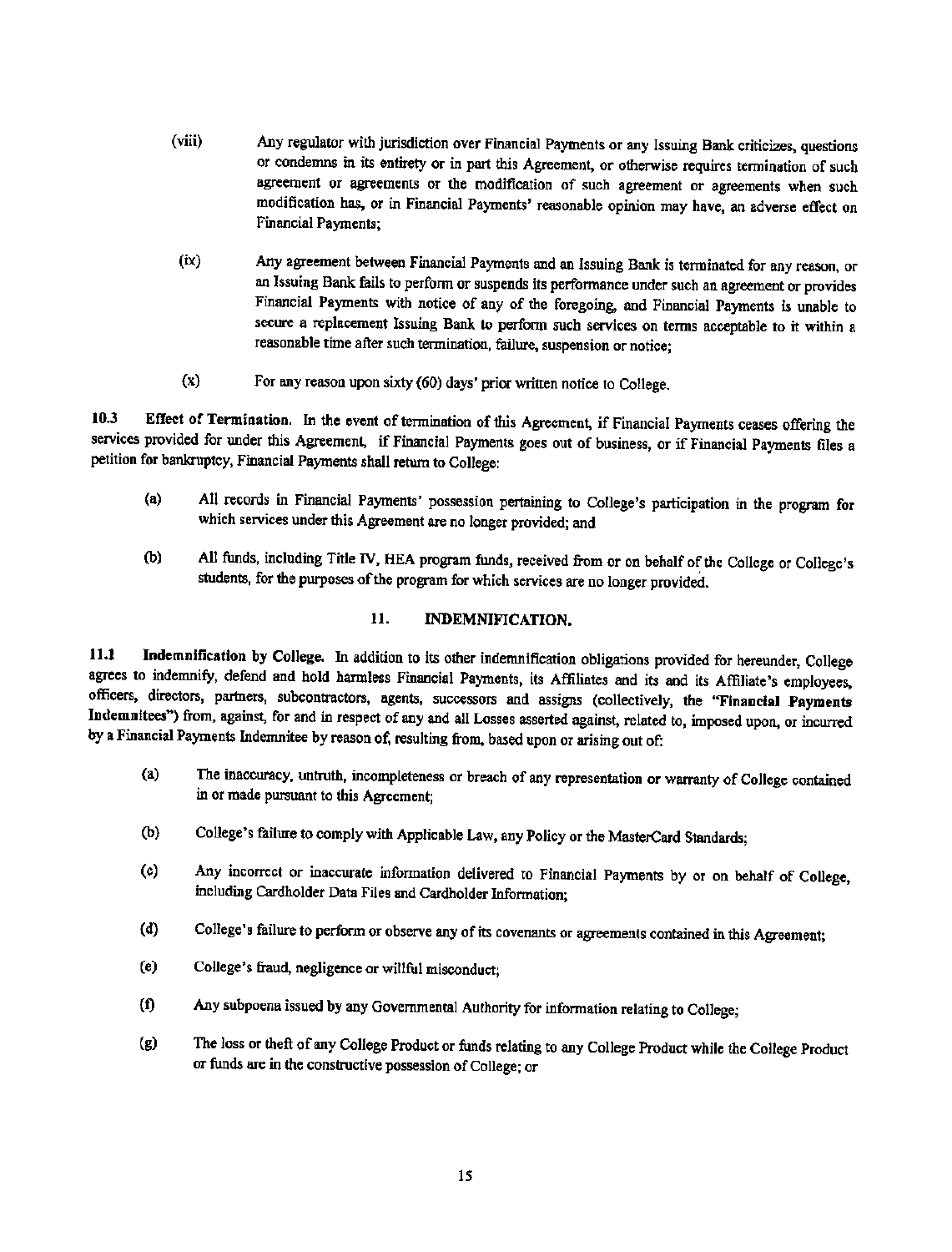(viii) Any regulator with jurisdiction over Financial Payments or any Issuing Bank criticizes, questions or condemns in its entirety or in part this Agreement, or otherwise requires termination of such agreement or agreements or the modification of such agreement or agreements when such modification has, or in Financial Payments' reasonable opinion may have, an adverse effect on Financial Payments;

(ix) Any agreement between Financial Payments and an Issuing Bank is terminated for any reason, or an Issuing Bank fails to perform or suspends its performance under such an agreement or provides Financial Payments with notice of any of the foregoing, and Financial Payments is unable to secure a replacement Issuing Bank to perform such services on terms acceptable to it within a reasonable time after such termination, failure, suspension or notice;

(x) For any reason upon sixty (60) days' prior written notice to College.

**10.3 Effect of Termination.** In the event of termination of this Agreement, if Financial Payments ceases offering the services provided for under this Agreement, if Financial Payments goes out of business, or if Financial Payments files a petition for bankruptcy, Financial Payments shall return to College:

(a) All records in Financial Payments' possession pertaining to College's participation in the program for which services under this Agreement are no longer provided; and

(b) All funds, including Title IV, HEA program funds, received from or on behalf of the College or College's students, for the purposes of the program for which services are no longer provided.

## 11. INDEMNIFICATION.

**11.1 Indemnification by College.** In addition to its other indemnification obligations provided for hereunder, College agrees to indemnify, defend and hold harmless Financial Payments, its Affiliates and its and its Affiliate's employees, officers, directors, partners, subcontractors, agents, successors and assigns (collectively, the **"Financial Payments Indemnitees"**) from, against, for and in respect of any and all Losses asserted against, related to, imposed upon, or incurred by a Financial Payments Indemnitee by reason of, resulting from, based upon or arising out of:

(a) The inaccuracy, untruth, incompleteness or breach of any representation or warranty of College contained in or made pursuant to this Agreement;

(b) College's failure to comply with Applicable Law, any Policy or the MasterCard Standards;

(c) Any incorrect or inaccurate information delivered to Financial Payments by or on behalf of College, including Cardholder Data Files and Cardholder Information;

(d) College's failure to perform or observe any of its covenants or agreements contained in this Agreement;

(e) College's fraud, negligence or willful misconduct;

(f) Any subpoena issued by any Governmental Authority for information relating to College;

(g) The loss or theft of any College Product or funds relating to any College Product while the College Product or funds are in the constructive possession of College; or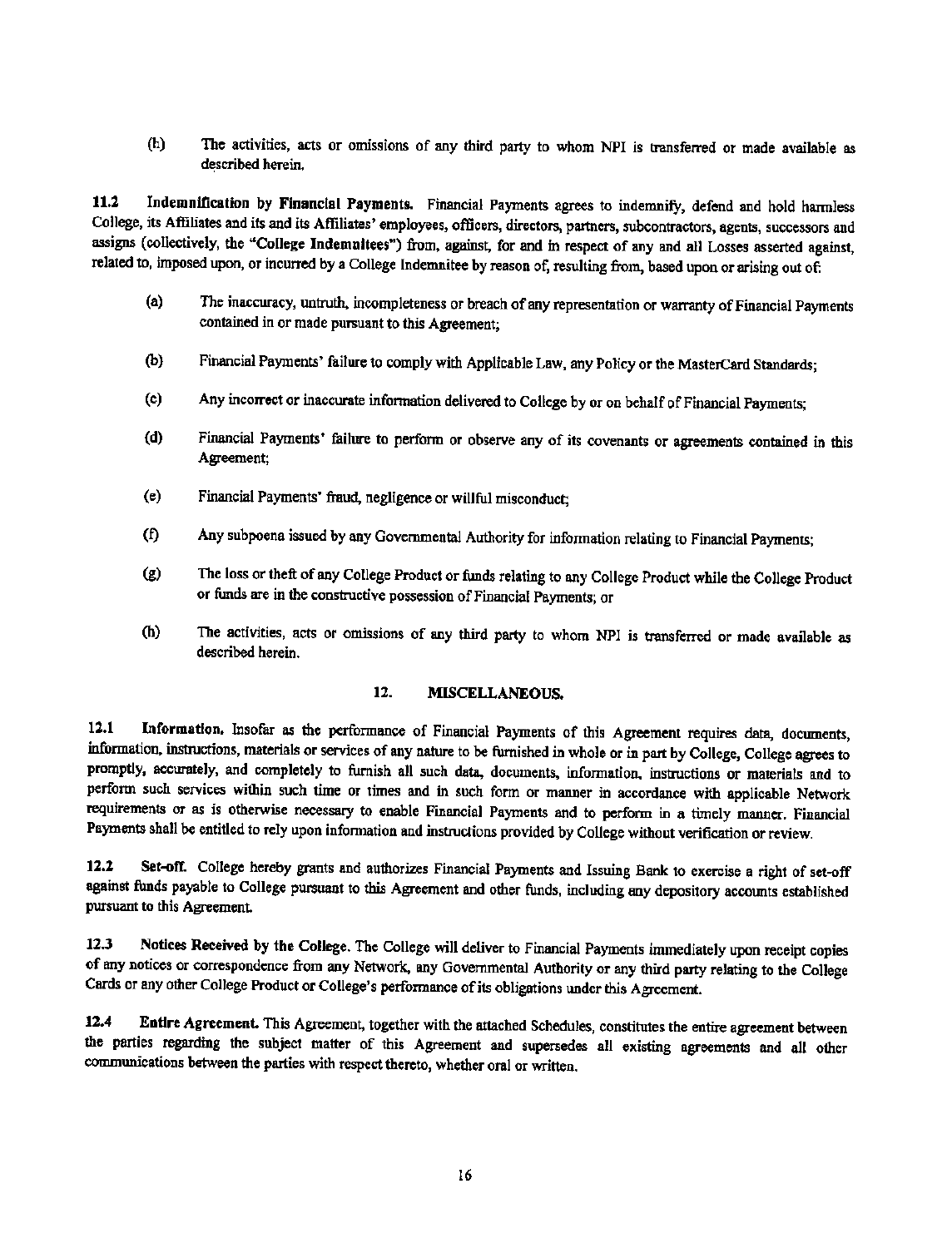(h) The activities, acts or omissions of any third party to whom NPI is transferred or made available as described herein.

**11.2 Indemnification by Financial Payments.** Financial Payments agrees to indemnify, defend and hold harmless College, its Affiliates and its and its Affiliates' employees, officers, directors, partners, subcontractors, agents, successors and assigns (collectively, the "**College Indemnitees**") from, against, for and in respect of any and all Losses asserted against, related to, imposed upon, or incurred by a College Indemnitee by reason of, resulting from, based upon or arising out of:

(a) The inaccuracy, untruth, incompleteness or breach of any representation or warranty of Financial Payments contained in or made pursuant to this Agreement;

(b) Financial Payments' failure to comply with Applicable Law, any Policy or the MasterCard Standards;

(c) Any incorrect or inaccurate information delivered to College by or on behalf of Financial Payments;

(d) Financial Payments' failure to perform or observe any of its covenants or agreements contained in this Agreement;

(e) Financial Payments' fraud, negligence or willful misconduct;

(f) Any subpoena issued by any Governmental Authority for information relating to Financial Payments;

(g) The loss or theft of any College Product or funds relating to any College Product while the College Product or funds are in the constructive possession of Financial Payments; or

(h) The activities, acts or omissions of any third party to whom NPI is transferred or made available as described herein.

## 12. MISCELLANEOUS.

**12.1 Information.** Insofar as the performance of Financial Payments of this Agreement requires data, documents, information, instructions, materials or services of any nature to be furnished in whole or in part by College, College agrees to promptly, accurately, and completely to furnish all such data, documents, information, instructions or materials and to perform such services within such time or times and in such form or manner in accordance with applicable Network requirements or as is otherwise necessary to enable Financial Payments and to perform in a timely manner. Financial Payments shall be entitled to rely upon information and instructions provided by College without verification or review.

**12.2 Set-off.** College hereby grants and authorizes Financial Payments and Issuing Bank to exercise a right of set-off against funds payable to College pursuant to this Agreement and other funds, including any depository accounts established pursuant to this Agreement.

**12.3 Notices Received by the College.** The College will deliver to Financial Payments immediately upon receipt copies of any notices or correspondence from any Network, any Governmental Authority or any third party relating to the College Cards or any other College Product or College's performance of its obligations under this Agreement.

**12.4 Entire Agreement.** This Agreement, together with the attached Schedules, constitutes the entire agreement between the parties regarding the subject matter of this Agreement and supersedes all existing agreements and all other communications between the parties with respect thereto, whether oral or written.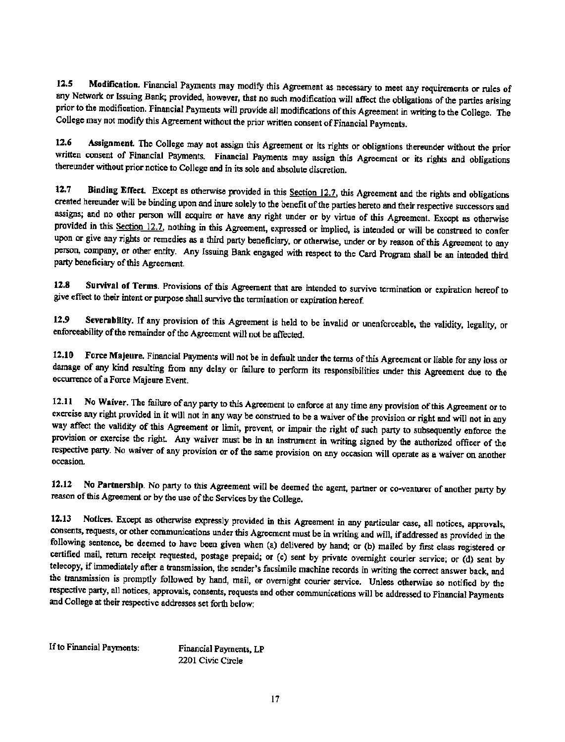**12.5 Modification.** Financial Payments may modify this Agreement as necessary to meet any requirements or rules of any Network or Issuing Bank; provided, however, that no such modification will affect the obligations of the parties arising prior to the modification. Financial Payments will provide all modifications of this Agreement in writing to the College. The College may not modify this Agreement without the prior written consent of Financial Payments.

**12.6 Assignment.** The College may not assign this Agreement or its rights or obligations thereunder without the prior written consent of Financial Payments. Financial Payments may assign this Agreement or its rights and obligations thereunder without prior notice to College and in its sole and absolute discretion.

**12.7 Binding Effect.** Except as otherwise provided in this Section 12.7, this Agreement and the rights and obligations created hereunder will be binding upon and inure solely to the benefit of the parties hereto and their respective successors and assigns; and no other person will acquire or have any right under or by virtue of this Agreement. Except as otherwise provided in this Section 12.7, nothing in this Agreement, expressed or implied, is intended or will be construed to confer upon or give any rights or remedies as a third party beneficiary, or otherwise, under or by reason of this Agreement to any person, company, or other entity. Any Issuing Bank engaged with respect to the Card Program shall be an intended third party beneficiary of this Agreement.

**12.8 Survival of Terms.** Provisions of this Agreement that are intended to survive termination or expiration hereof to give effect to their intent or purpose shall survive the termination or expiration hereof.

**12.9 Severability.** If any provision of this Agreement is held to be invalid or unenforceable, the validity, legality, or enforceability of the remainder of the Agreement will not be affected.

**12.10 Force Majeure.** Financial Payments will not be in default under the terms of this Agreement or liable for any loss or damage of any kind resulting from any delay or failure to perform its responsibilities under this Agreement due to the occurrence of a Force Majeure Event.

**12.11 No Waiver.** The failure of any party to this Agreement to enforce at any time any provision of this Agreement or to exercise any right provided in it will not in any way be construed to be a waiver of the provision or right and will not in any way affect the validity of this Agreement or limit, prevent, or impair the right of such party to subsequently enforce the provision or exercise the right. Any waiver must be in an instrument in writing signed by the authorized officer of the respective party. No waiver of any provision or of the same provision on any occasion will operate as a waiver on another occasion.

**12.12 No Partnership.** No party to this Agreement will be deemed the agent, partner or co-venturer of another party by reason of this Agreement or by the use of the Services by the College.

**12.13 Notices.** Except as otherwise expressly provided in this Agreement in any particular case, all notices, approvals, consents, requests, or other communications under this Agreement must be in writing and will, if addressed as provided in the following sentence, be deemed to have been given when (a) delivered by hand; or (b) mailed by first class registered or certified mail, return receipt requested, postage prepaid; or (c) sent by private overnight courier service; or (d) sent by telecopy, if immediately after a transmission, the sender's facsimile machine records in writing the correct answer back, and the transmission is promptly followed by hand, mail, or overnight courier service. Unless otherwise so notified by the respective party, all notices, approvals, consents, requests and other communications will be addressed to Financial Payments and College at their respective addresses set forth below:

If to Financial Payments:

Financial Payments, LP
2201 Civic Circle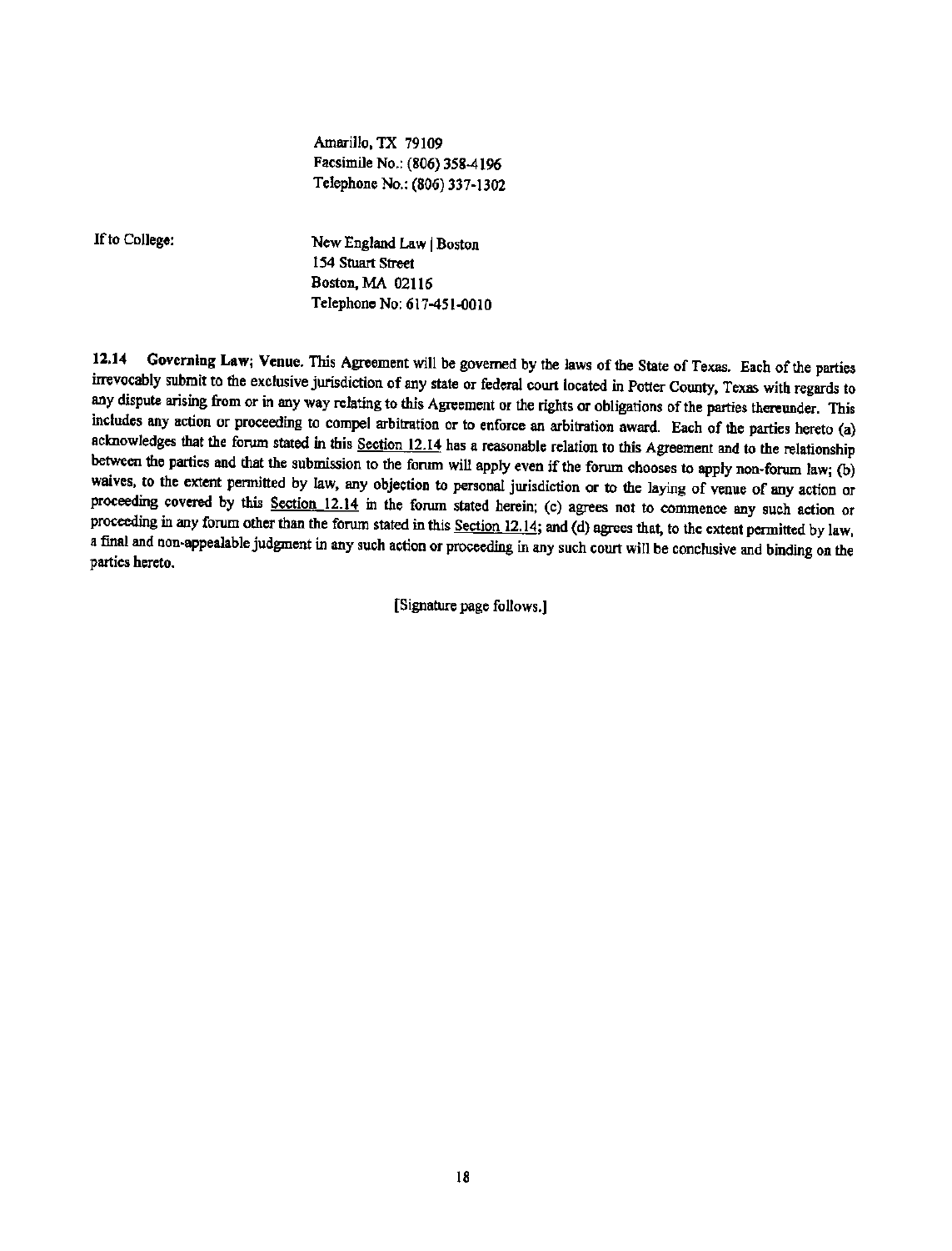Amarillo, TX 79109
Facsimile No.: (806) 358-4196
Telephone No.: (806) 337-1302

If to College:

New England Law | Boston
154 Stuart Street
Boston, MA 02116
Telephone No: 617-451-0010

**12.14 Governing Law; Venue.** This Agreement will be governed by the laws of the State of Texas. Each of the parties irrevocably submit to the exclusive jurisdiction of any state or federal court located in Potter County, Texas with regards to any dispute arising from or in any way relating to this Agreement or the rights or obligations of the parties thereunder. This includes any action or proceeding to compel arbitration or to enforce an arbitration award. Each of the parties hereto (a) acknowledges that the forum stated in this Section 12.14 has a reasonable relation to this Agreement and to the relationship between the parties and that the submission to the forum will apply even if the forum chooses to apply non-forum law; (b) waives, to the extent permitted by law, any objection to personal jurisdiction or to the laying of venue of any action or proceeding covered by this Section 12.14 in the forum stated herein; (c) agrees not to commence any such action or proceeding in any forum other than the forum stated in this Section 12.14; and (d) agrees that, to the extent permitted by law, a final and non-appealable judgment in any such action or proceeding in any such court will be conclusive and binding on the parties hereto.

[Signature page follows.]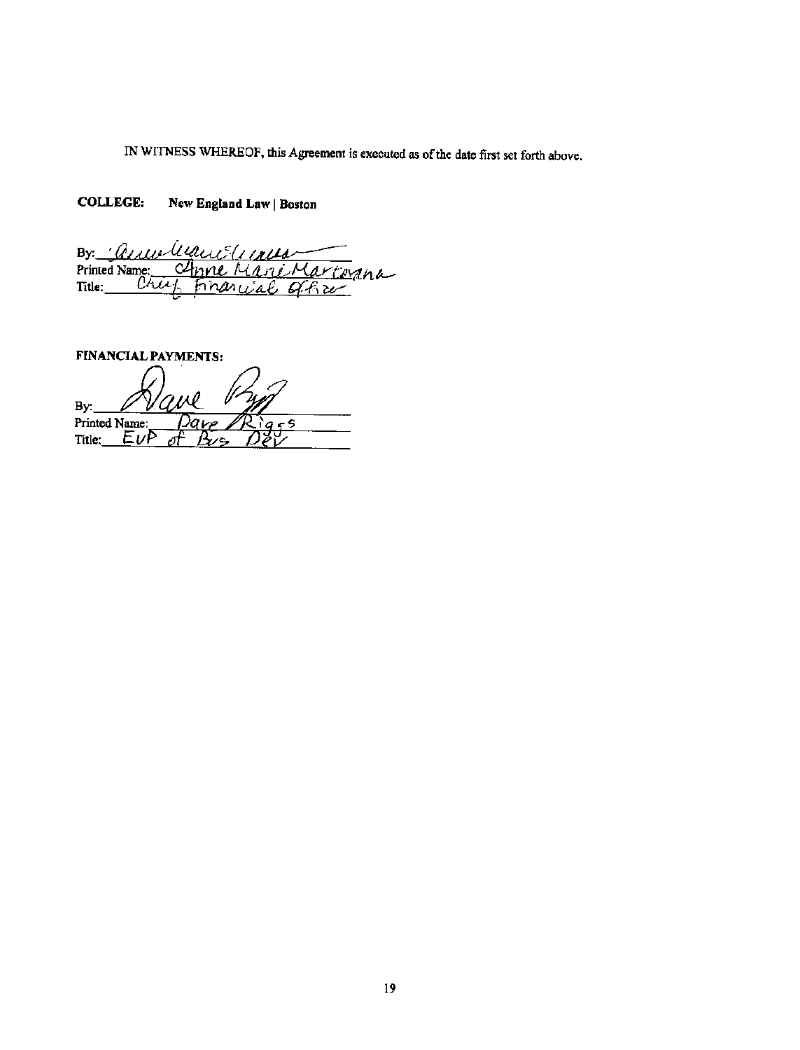IN WITNESS WHEREOF, this Agreement is executed as of the date first set forth above.

**COLLEGE:** **New England Law | Boston**

By: _[signature]_
Printed Name: Anne Marie Martorana
Title: Chief Financial Officer

**FINANCIAL PAYMENTS:**

By: _[signature]_
Printed Name: Dave Riggs
Title: EVP of Bus Dev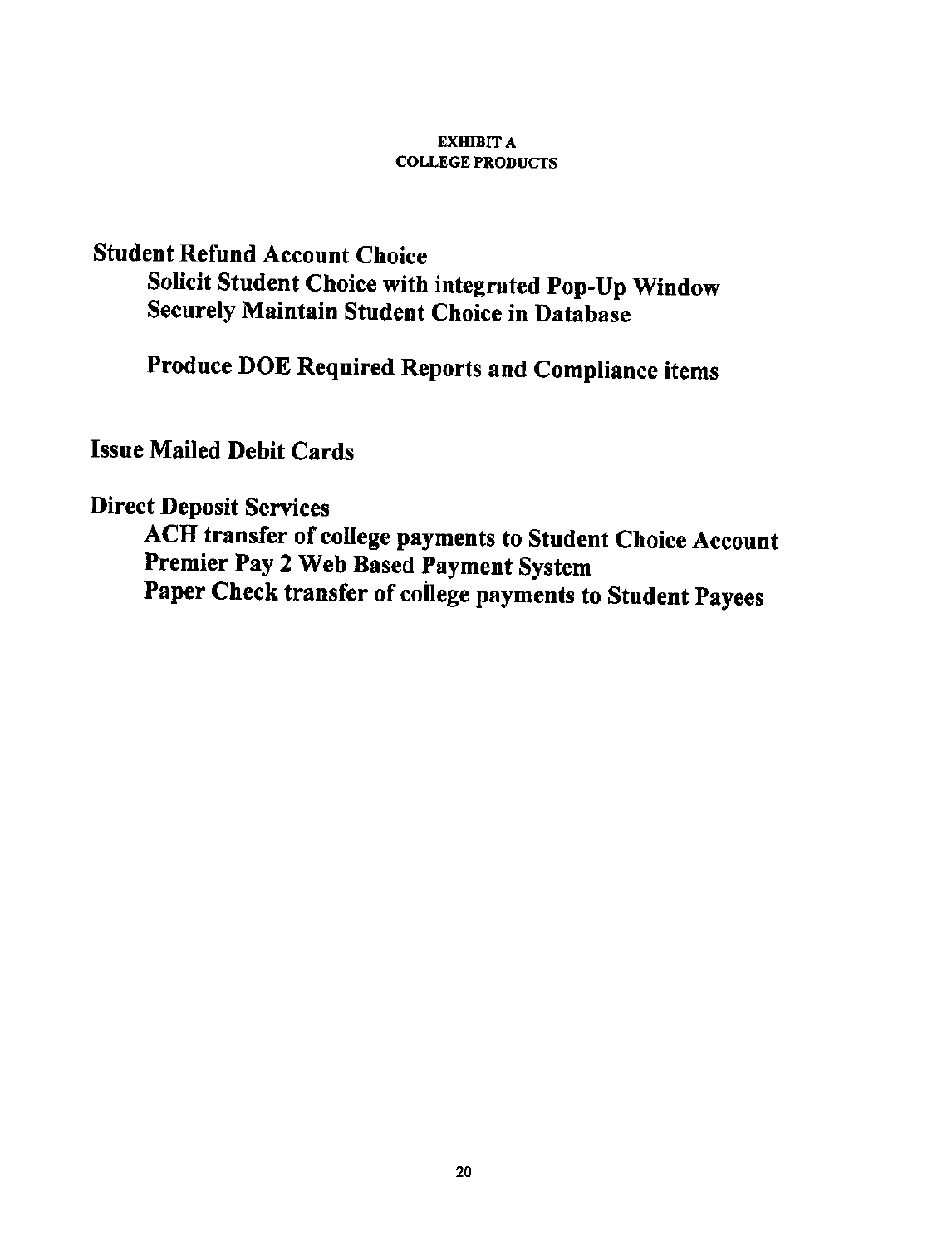**EXHIBIT A**
**COLLEGE PRODUCTS**

**Student Refund Account Choice**

- **Solicit Student Choice with integrated Pop-Up Window**
- **Securely Maintain Student Choice in Database**

- **Produce DOE Required Reports and Compliance items**

**Issue Mailed Debit Cards**

**Direct Deposit Services**

- **ACH transfer of college payments to Student Choice Account**
- **Premier Pay 2 Web Based Payment System**
- **Paper Check transfer of college payments to Student Payees**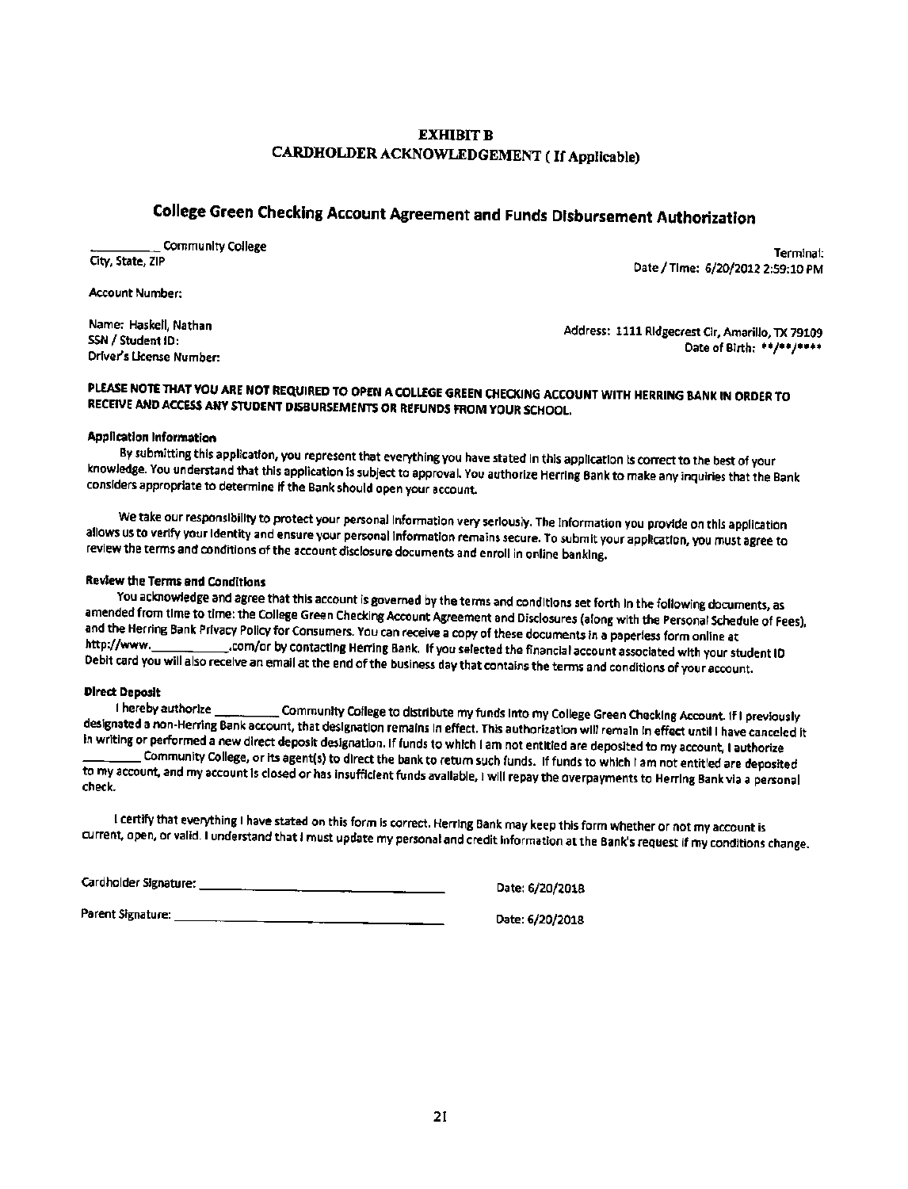**EXHIBIT B**
**CARDHOLDER ACKNOWLEDGEMENT ( If Applicable)**

## College Green Checking Account Agreement and Funds Disbursement Authorization

__________ Community College
City, State, ZIP

Terminal:
Date / Time: 6/20/2012 2:59:10 PM

Account Number:

Name: Haskell, Nathan
SSN / Student ID:
Driver's License Number:

Address: 1111 Ridgecrest Cir, Amarillo, TX 79109
Date of Birth: **/**/****

**PLEASE NOTE THAT YOU ARE NOT REQUIRED TO OPEN A COLLEGE GREEN CHECKING ACCOUNT WITH HERRING BANK IN ORDER TO RECEIVE AND ACCESS ANY STUDENT DISBURSEMENTS OR REFUNDS FROM YOUR SCHOOL.**

**Application Information**

By submitting this application, you represent that everything you have stated in this application is correct to the best of your knowledge. You understand that this application is subject to approval. You authorize Herring Bank to make any inquiries that the Bank considers appropriate to determine if the Bank should open your account.

We take our responsibility to protect your personal information very seriously. The information you provide on this application allows us to verify your identity and ensure your personal information remains secure. To submit your application, you must agree to review the terms and conditions of the account disclosure documents and enroll in online banking.

**Review the Terms and Conditions**

You acknowledge and agree that this account is governed by the terms and conditions set forth in the following documents, as amended from time to time: the College Green Checking Account Agreement and Disclosures (along with the Personal Schedule of Fees), and the Herring Bank Privacy Policy for Consumers. You can receive a copy of these documents in a paperless form online at http://www.___________.com/or by contacting Herring Bank. If you selected the financial account associated with your student ID Debit card you will also receive an email at the end of the business day that contains the terms and conditions of your account.

**Direct Deposit**

I hereby authorize _________ Community College to distribute my funds into my College Green Checking Account. If I previously designated a non-Herring Bank account, that designation remains in effect. This authorization will remain in effect until I have canceled it in writing or performed a new direct deposit designation. If funds to which I am not entitled are deposited to my account, I authorize ________ Community College, or its agent(s) to direct the bank to return such funds. If funds to which I am not entitled are deposited to my account, and my account is closed or has insufficient funds available, I will repay the overpayments to Herring Bank via a personal check.

I certify that everything I have stated on this form is correct. Herring Bank may keep this form whether or not my account is current, open, or valid. I understand that I must update my personal and credit information at the Bank's request if my conditions change.

Cardholder Signature: ________________________________ Date: 6/20/2018

Parent Signature: ________________________________ Date: 6/20/2018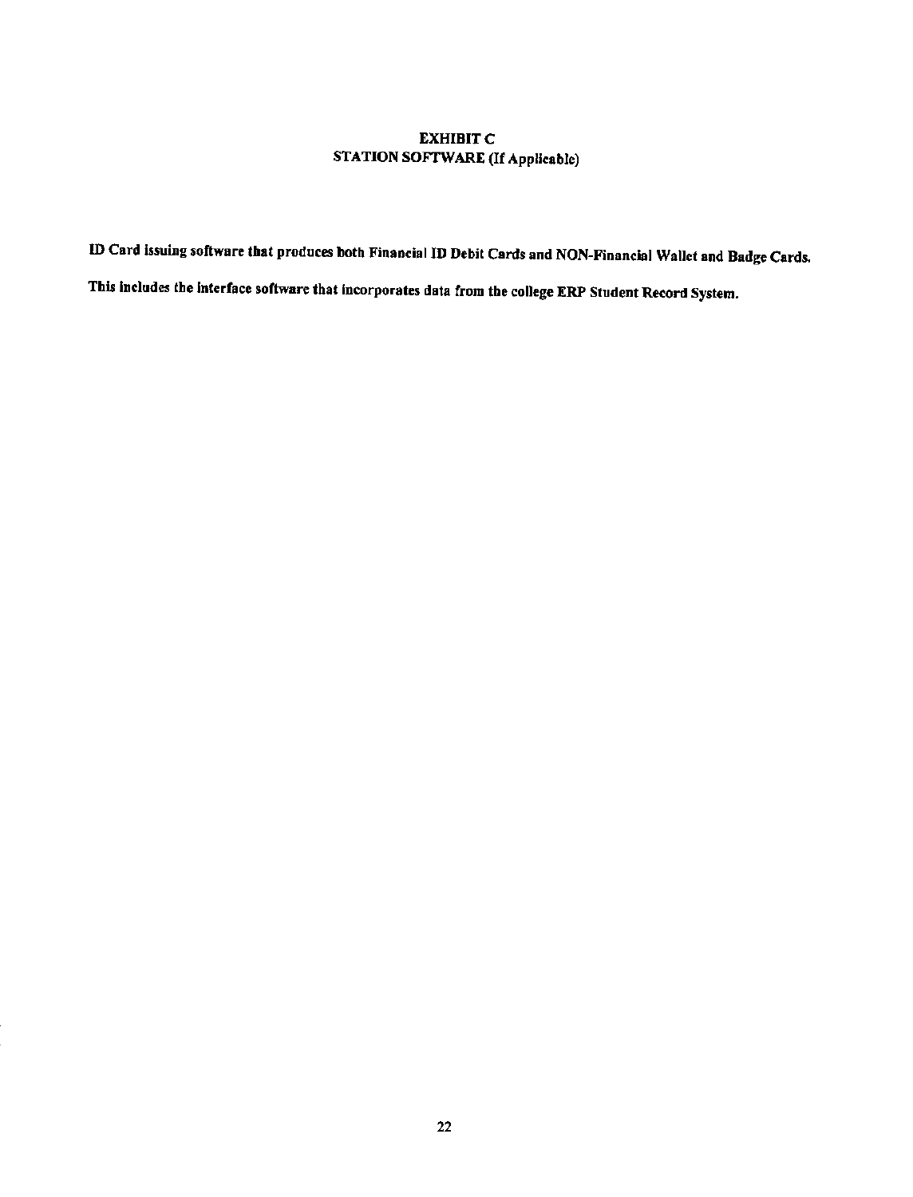# EXHIBIT C
## STATION SOFTWARE (If Applicable)

**ID Card issuing software that produces both Financial ID Debit Cards and NON-Financial Wallet and Badge Cards.**

**This includes the interface software that incorporates data from the college ERP Student Record System.**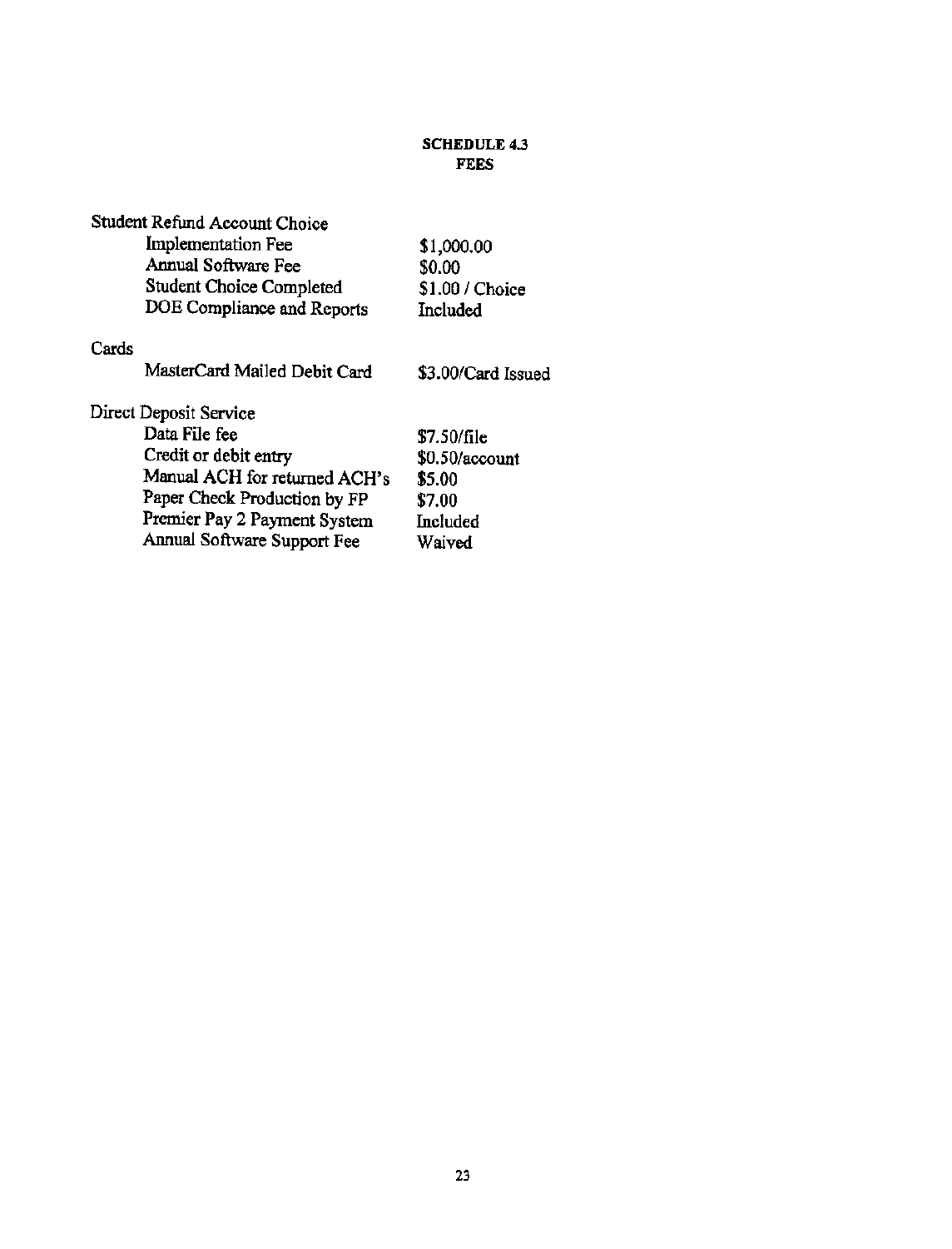## SCHEDULE 4.3
## FEES

| | |
|---|---|
| **Student Refund Account Choice** | |
| Implementation Fee | $1,000.00 |
| Annual Software Fee | $0.00 |
| Student Choice Completed | $1.00 / Choice |
| DOE Compliance and Reports | Included |
| **Cards** | |
| MasterCard Mailed Debit Card | $3.00/Card Issued |
| **Direct Deposit Service** | |
| Data File fee | $7.50/file |
| Credit or debit entry | $0.50/account |
| Manual ACH for returned ACH's | $5.00 |
| Paper Check Production by FP | $7.00 |
| Premier Pay 2 Payment System | Included |
| Annual Software Support Fee | Waived |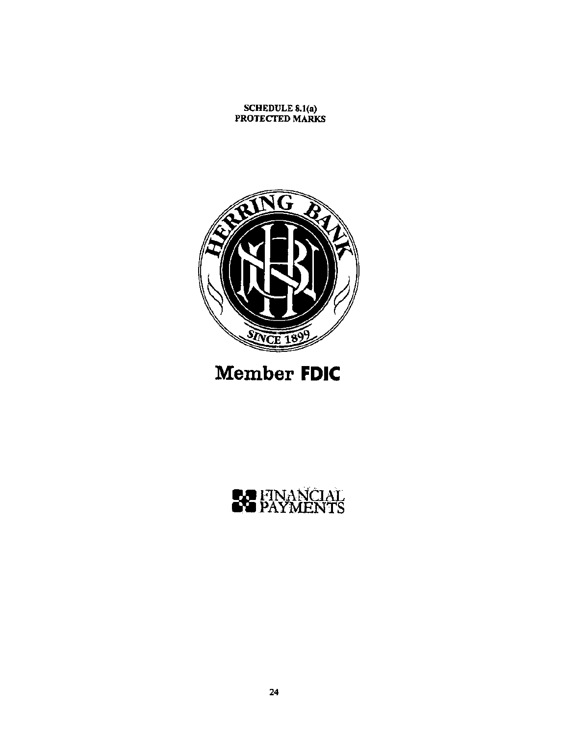**SCHEDULE 8.1(a)**
**PROTECTED MARKS**

HERRING BANK

SINCE 1899

**Member FDIC**

FINANCIAL PAYMENTS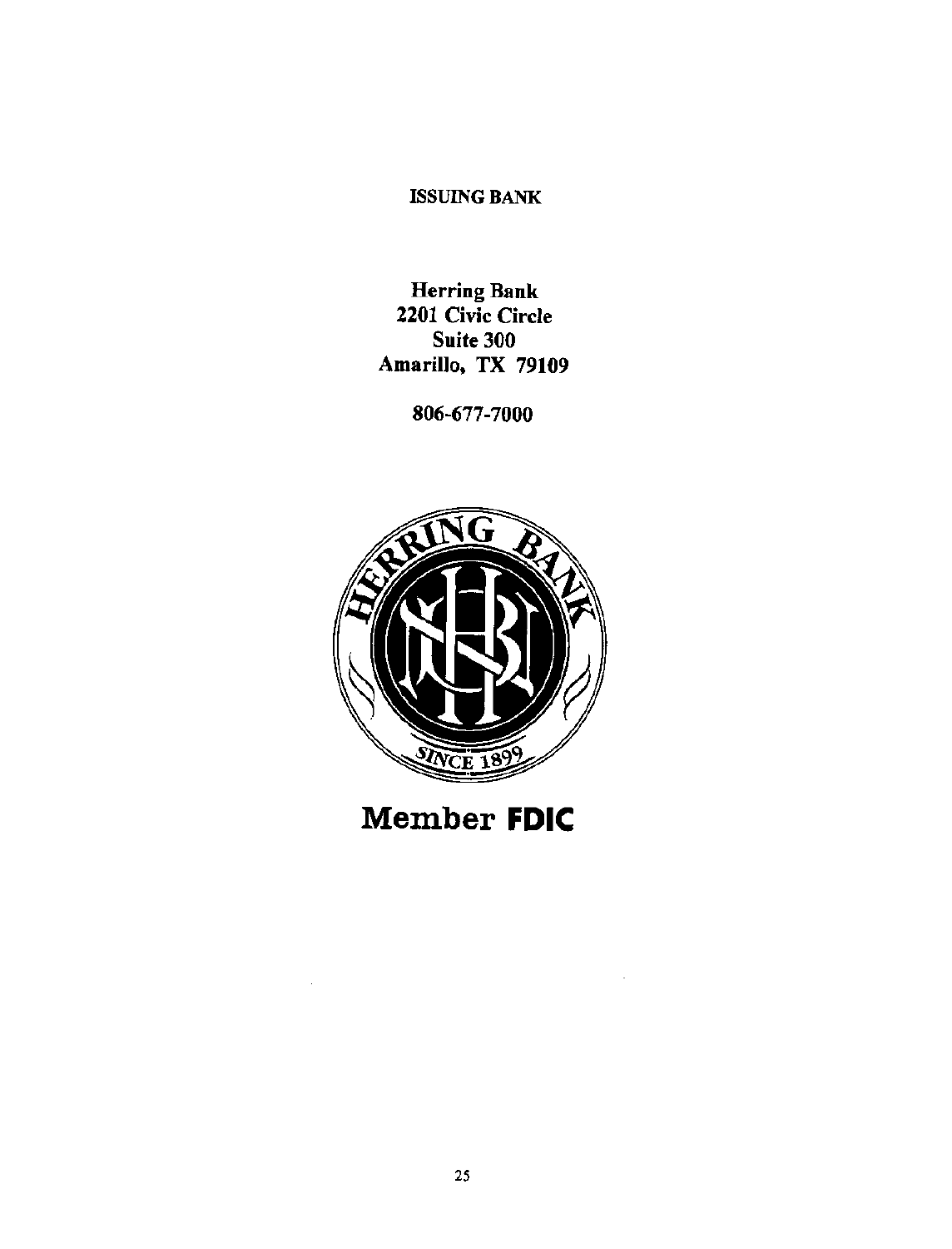ISSUING BANK

**Herring Bank**
**2201 Civic Circle**
**Suite 300**
**Amarillo, TX 79109**

**806-677-7000**

HERRING BANK

SINCE 1899

**Member FDIC**